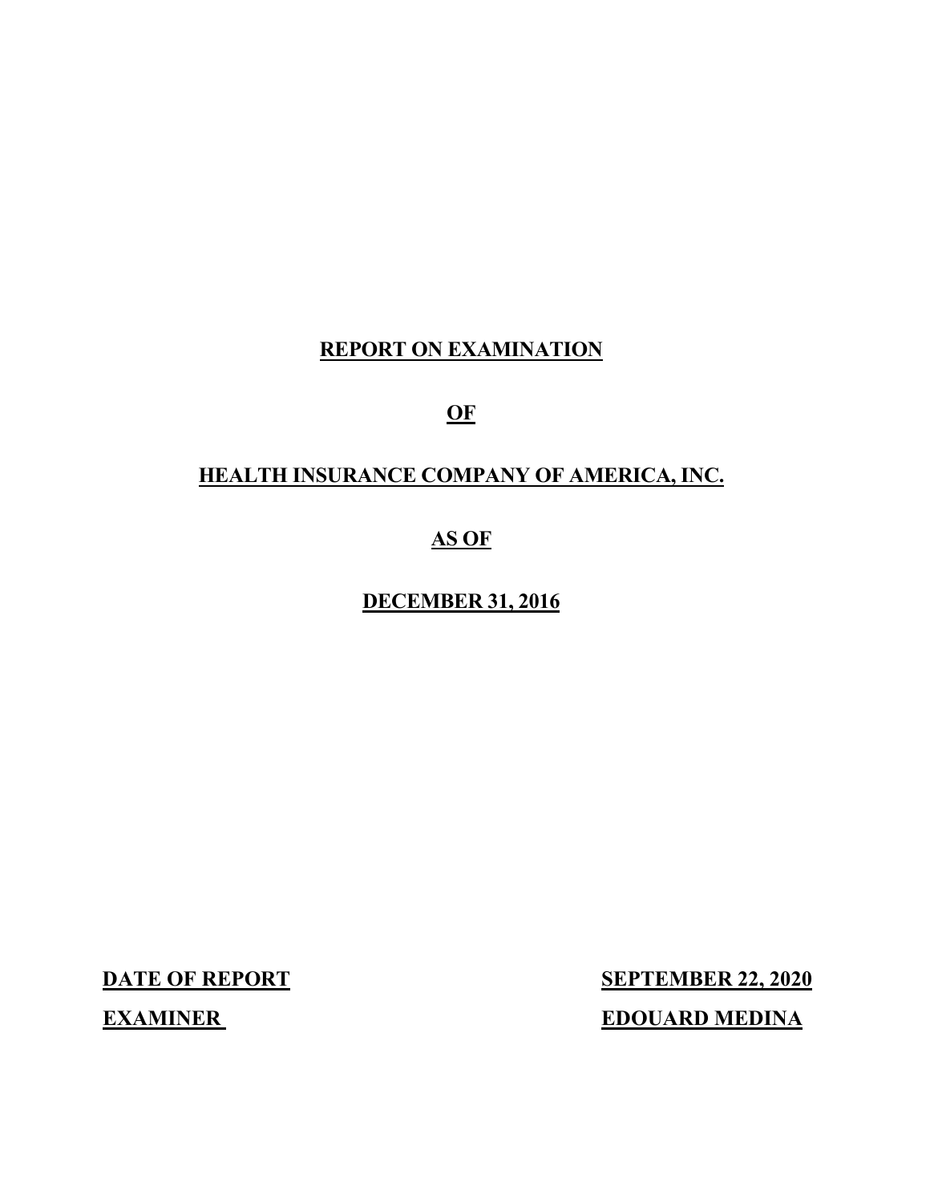# REPORT ON EXAMINATION

# OF

# HEALTH INSURANCE COMPANY OF AMERICA, INC.

# AS OF

# DECEMBER 31, 2016

**DATE OF REPORT** **SEPTEMBER 22, 2020**

**EXAMINER** **EDOUARD MEDINA**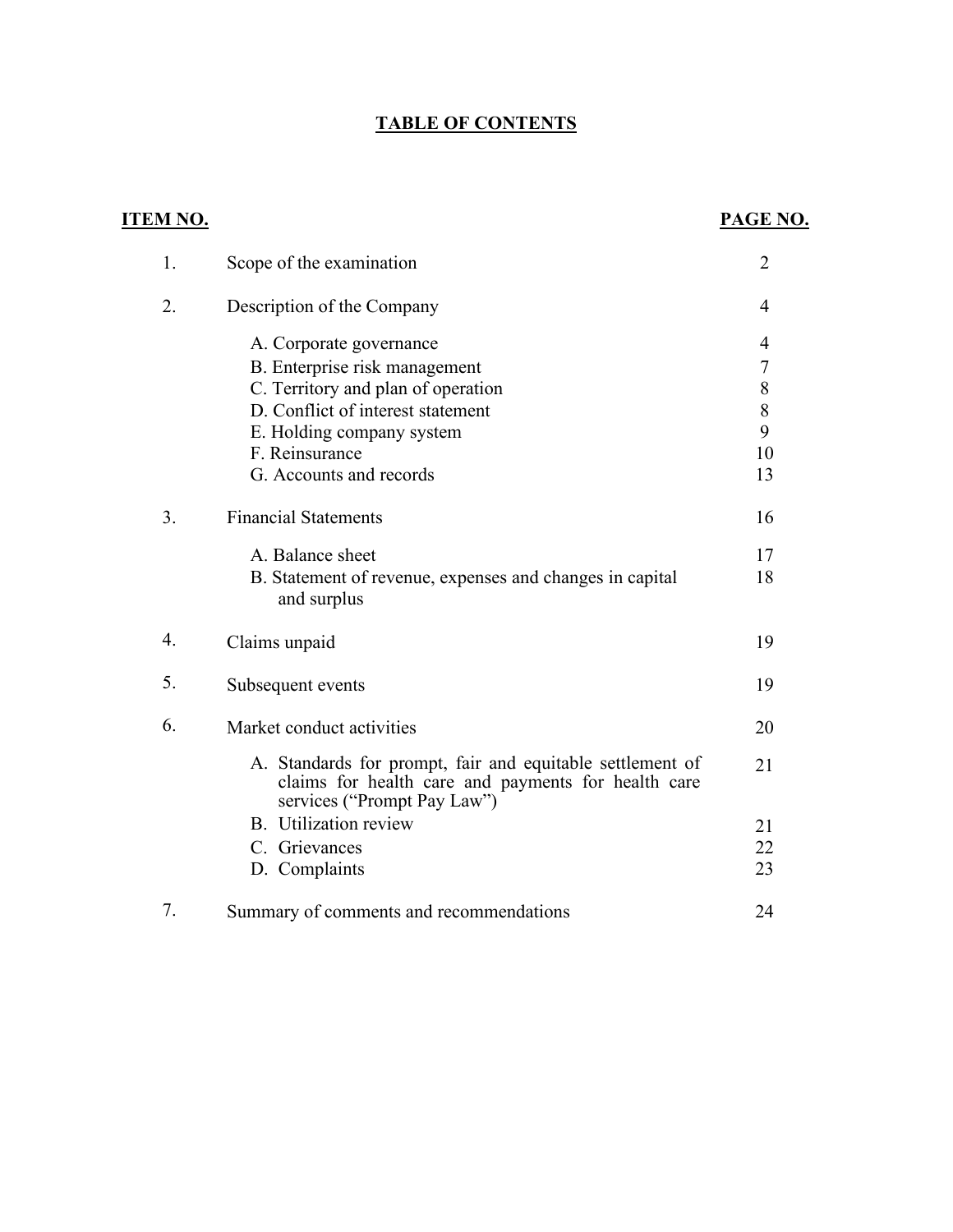## TABLE OF CONTENTS

| ITEM NO. | | PAGE NO. |
|---|---|---|
| 1. | Scope of the examination | 2 |
| 2. | Description of the Company | 4 |
| | A. Corporate governance | 4 |
| | B. Enterprise risk management | 7 |
| | C. Territory and plan of operation | 8 |
| | D. Conflict of interest statement | 8 |
| | E. Holding company system | 9 |
| | F. Reinsurance | 10 |
| | G. Accounts and records | 13 |
| 3. | Financial Statements | 16 |
| | A. Balance sheet | 17 |
| | B. Statement of revenue, expenses and changes in capital and surplus | 18 |
| 4. | Claims unpaid | 19 |
| 5. | Subsequent events | 19 |
| 6. | Market conduct activities | 20 |
| | A. Standards for prompt, fair and equitable settlement of claims for health care and payments for health care services ("Prompt Pay Law") | 21 |
| | B. Utilization review | 21 |
| | C. Grievances | 22 |
| | D. Complaints | 23 |
| 7. | Summary of comments and recommendations | 24 |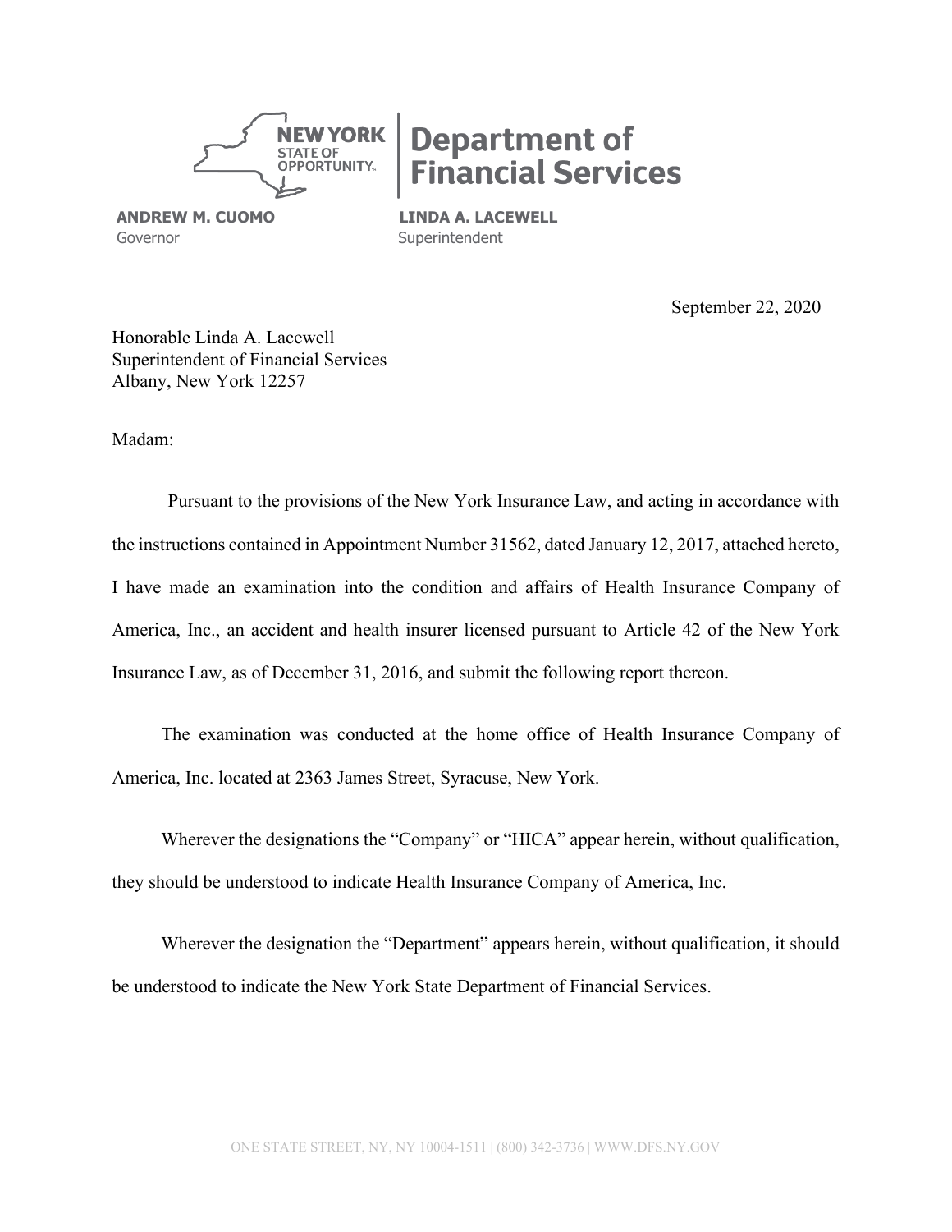**NEW YORK STATE OF OPPORTUNITY** | **Department of Financial Services**

**ANDREW M. CUOMO**
Governor

**LINDA A. LACEWELL**
Superintendent

September 22, 2020

Honorable Linda A. Lacewell
Superintendent of Financial Services
Albany, New York 12257

Madam:

Pursuant to the provisions of the New York Insurance Law, and acting in accordance with the instructions contained in Appointment Number 31562, dated January 12, 2017, attached hereto, I have made an examination into the condition and affairs of Health Insurance Company of America, Inc., an accident and health insurer licensed pursuant to Article 42 of the New York Insurance Law, as of December 31, 2016, and submit the following report thereon.

The examination was conducted at the home office of Health Insurance Company of America, Inc. located at 2363 James Street, Syracuse, New York.

Wherever the designations the "Company" or "HICA" appear herein, without qualification, they should be understood to indicate Health Insurance Company of America, Inc.

Wherever the designation the "Department" appears herein, without qualification, it should be understood to indicate the New York State Department of Financial Services.

ONE STATE STREET, NY, NY 10004-1511 | (800) 342-3736 | WWW.DFS.NY.GOV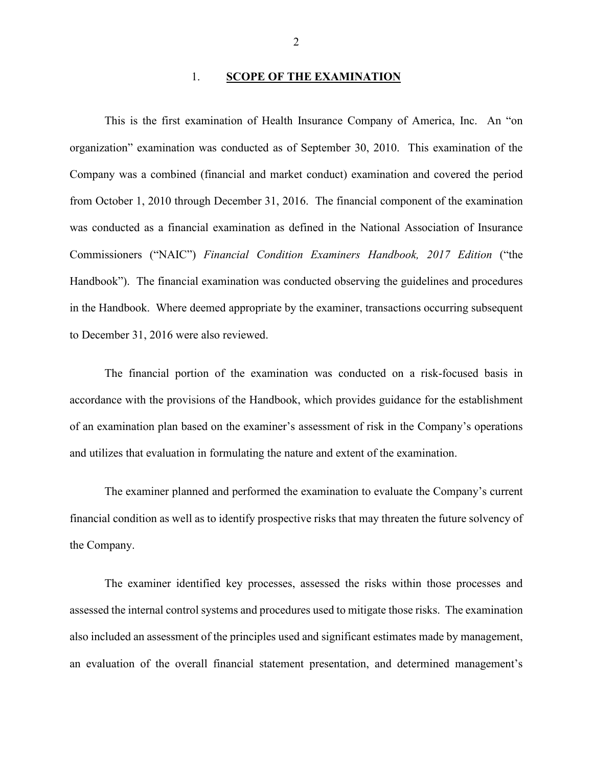## 1. **SCOPE OF THE EXAMINATION**

This is the first examination of Health Insurance Company of America, Inc. An "on organization" examination was conducted as of September 30, 2010. This examination of the Company was a combined (financial and market conduct) examination and covered the period from October 1, 2010 through December 31, 2016. The financial component of the examination was conducted as a financial examination as defined in the National Association of Insurance Commissioners ("NAIC") *Financial Condition Examiners Handbook, 2017 Edition* ("the Handbook"). The financial examination was conducted observing the guidelines and procedures in the Handbook. Where deemed appropriate by the examiner, transactions occurring subsequent to December 31, 2016 were also reviewed.

The financial portion of the examination was conducted on a risk-focused basis in accordance with the provisions of the Handbook, which provides guidance for the establishment of an examination plan based on the examiner's assessment of risk in the Company's operations and utilizes that evaluation in formulating the nature and extent of the examination.

The examiner planned and performed the examination to evaluate the Company's current financial condition as well as to identify prospective risks that may threaten the future solvency of the Company.

The examiner identified key processes, assessed the risks within those processes and assessed the internal control systems and procedures used to mitigate those risks. The examination also included an assessment of the principles used and significant estimates made by management, an evaluation of the overall financial statement presentation, and determined management's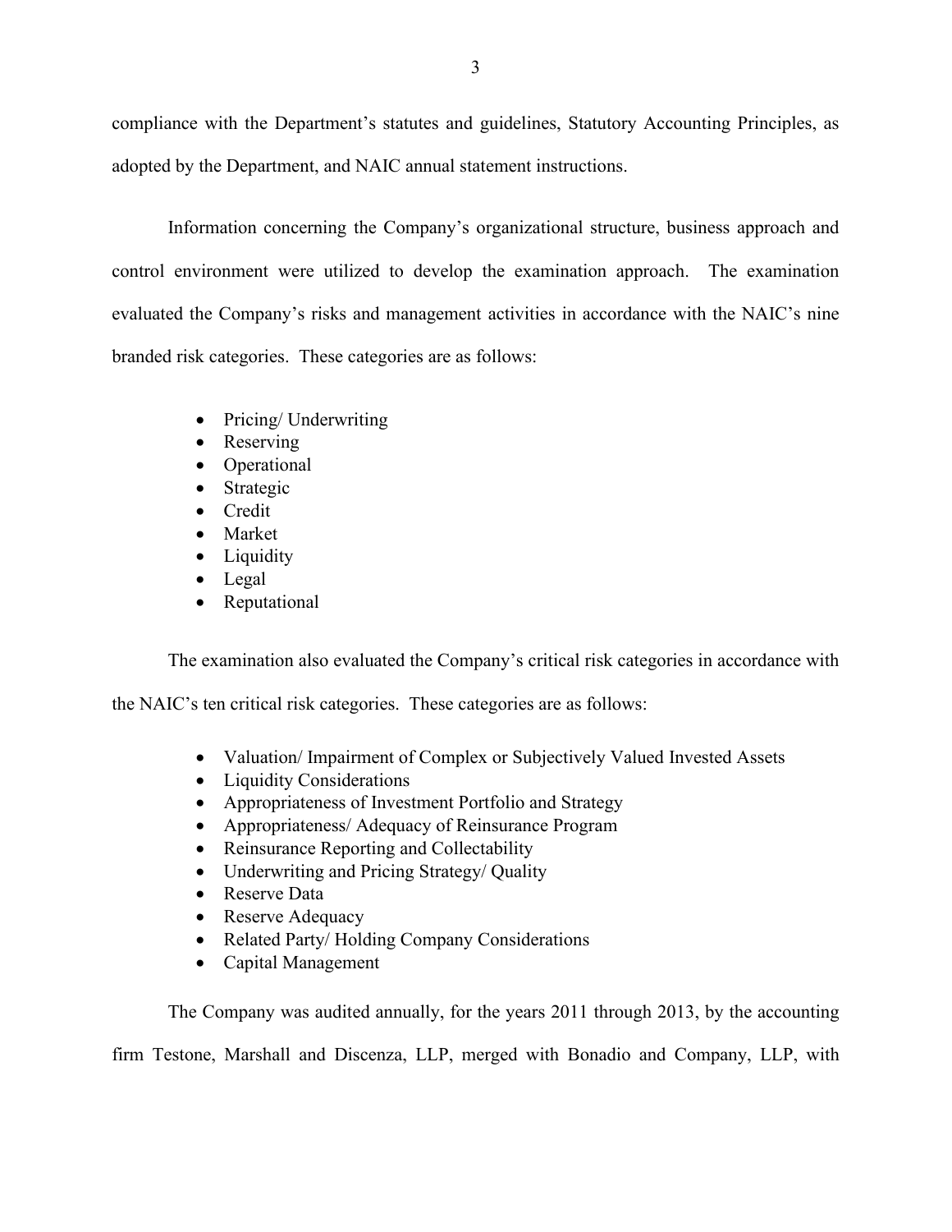compliance with the Department's statutes and guidelines, Statutory Accounting Principles, as adopted by the Department, and NAIC annual statement instructions.

Information concerning the Company's organizational structure, business approach and control environment were utilized to develop the examination approach. The examination evaluated the Company's risks and management activities in accordance with the NAIC's nine branded risk categories. These categories are as follows:

- Pricing/ Underwriting
- Reserving
- Operational
- Strategic
- Credit
- Market
- Liquidity
- Legal
- Reputational

The examination also evaluated the Company's critical risk categories in accordance with the NAIC's ten critical risk categories. These categories are as follows:

- Valuation/ Impairment of Complex or Subjectively Valued Invested Assets
- Liquidity Considerations
- Appropriateness of Investment Portfolio and Strategy
- Appropriateness/ Adequacy of Reinsurance Program
- Reinsurance Reporting and Collectability
- Underwriting and Pricing Strategy/ Quality
- Reserve Data
- Reserve Adequacy
- Related Party/ Holding Company Considerations
- Capital Management

The Company was audited annually, for the years 2011 through 2013, by the accounting firm Testone, Marshall and Discenza, LLP, merged with Bonadio and Company, LLP, with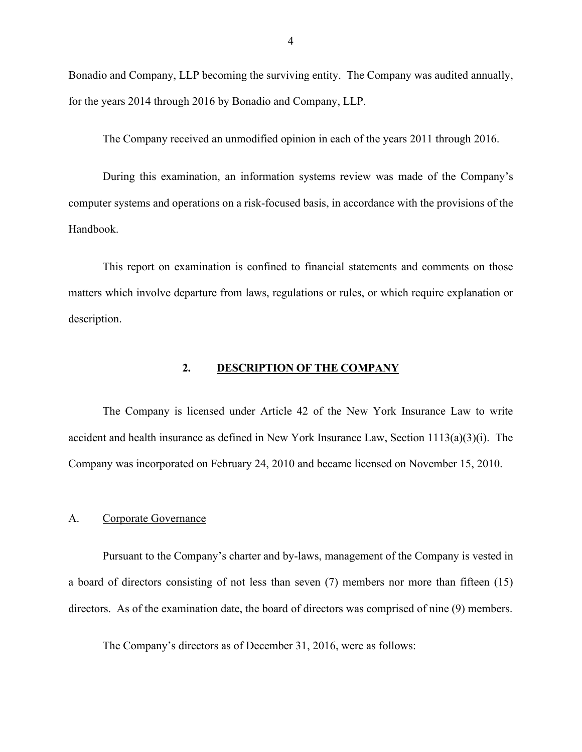Bonadio and Company, LLP becoming the surviving entity. The Company was audited annually, for the years 2014 through 2016 by Bonadio and Company, LLP.

The Company received an unmodified opinion in each of the years 2011 through 2016.

During this examination, an information systems review was made of the Company's computer systems and operations on a risk-focused basis, in accordance with the provisions of the Handbook.

This report on examination is confined to financial statements and comments on those matters which involve departure from laws, regulations or rules, or which require explanation or description.

## 2. DESCRIPTION OF THE COMPANY

The Company is licensed under Article 42 of the New York Insurance Law to write accident and health insurance as defined in New York Insurance Law, Section 1113(a)(3)(i). The Company was incorporated on February 24, 2010 and became licensed on November 15, 2010.

### A. Corporate Governance

Pursuant to the Company's charter and by-laws, management of the Company is vested in a board of directors consisting of not less than seven (7) members nor more than fifteen (15) directors. As of the examination date, the board of directors was comprised of nine (9) members.

The Company's directors as of December 31, 2016, were as follows: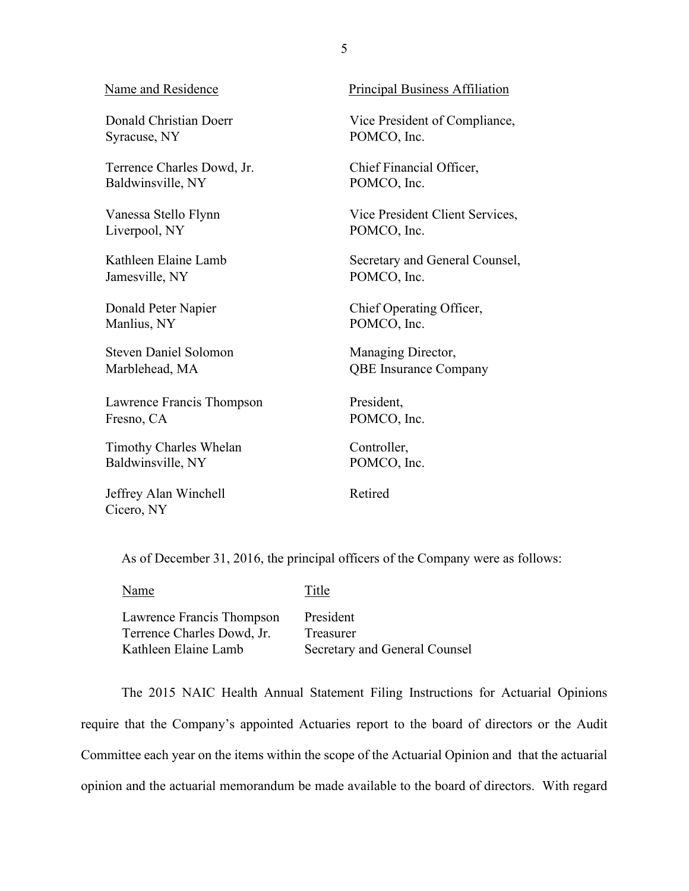| Name and Residence | Principal Business Affiliation |
|---|---|
| Donald Christian Doerr<br>Syracuse, NY | Vice President of Compliance,<br>POMCO, Inc. |
| Terrence Charles Dowd, Jr.<br>Baldwinsville, NY | Chief Financial Officer,<br>POMCO, Inc. |
| Vanessa Stello Flynn<br>Liverpool, NY | Vice President Client Services,<br>POMCO, Inc. |
| Kathleen Elaine Lamb<br>Jamesville, NY | Secretary and General Counsel,<br>POMCO, Inc. |
| Donald Peter Napier<br>Manlius, NY | Chief Operating Officer,<br>POMCO, Inc. |
| Steven Daniel Solomon<br>Marblehead, MA | Managing Director,<br>QBE Insurance Company |
| Lawrence Francis Thompson<br>Fresno, CA | President,<br>POMCO, Inc. |
| Timothy Charles Whelan<br>Baldwinsville, NY | Controller,<br>POMCO, Inc. |
| Jeffrey Alan Winchell<br>Cicero, NY | Retired |

As of December 31, 2016, the principal officers of the Company were as follows:

| Name | Title |
|---|---|
| Lawrence Francis Thompson | President |
| Terrence Charles Dowd, Jr. | Treasurer |
| Kathleen Elaine Lamb | Secretary and General Counsel |

The 2015 NAIC Health Annual Statement Filing Instructions for Actuarial Opinions require that the Company's appointed Actuaries report to the board of directors or the Audit Committee each year on the items within the scope of the Actuarial Opinion and that the actuarial opinion and the actuarial memorandum be made available to the board of directors. With regard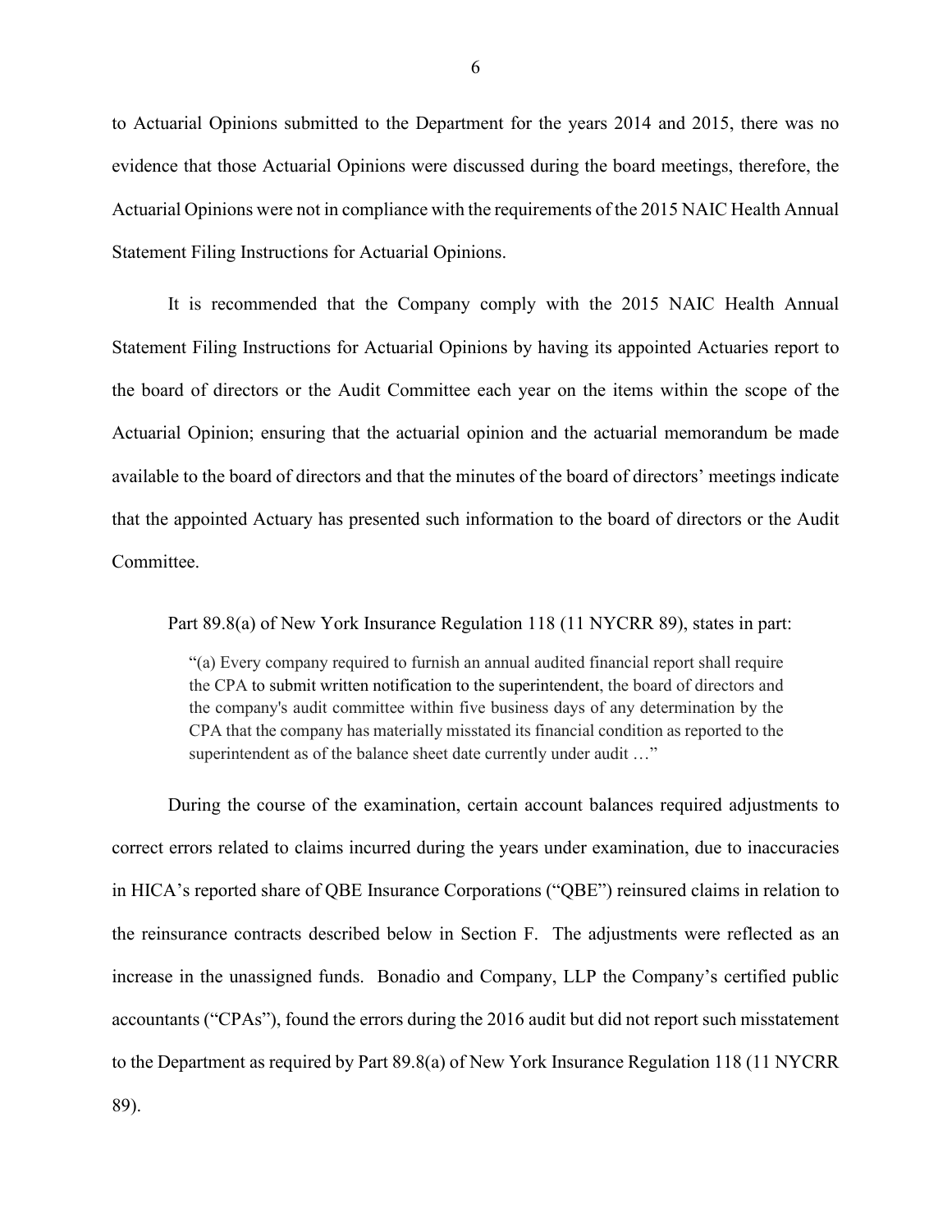to Actuarial Opinions submitted to the Department for the years 2014 and 2015, there was no evidence that those Actuarial Opinions were discussed during the board meetings, therefore, the Actuarial Opinions were not in compliance with the requirements of the 2015 NAIC Health Annual Statement Filing Instructions for Actuarial Opinions.

It is recommended that the Company comply with the 2015 NAIC Health Annual Statement Filing Instructions for Actuarial Opinions by having its appointed Actuaries report to the board of directors or the Audit Committee each year on the items within the scope of the Actuarial Opinion; ensuring that the actuarial opinion and the actuarial memorandum be made available to the board of directors and that the minutes of the board of directors' meetings indicate that the appointed Actuary has presented such information to the board of directors or the Audit Committee.

Part 89.8(a) of New York Insurance Regulation 118 (11 NYCRR 89), states in part:

> "(a) Every company required to furnish an annual audited financial report shall require the CPA to submit written notification to the superintendent, the board of directors and the company's audit committee within five business days of any determination by the CPA that the company has materially misstated its financial condition as reported to the superintendent as of the balance sheet date currently under audit …"

During the course of the examination, certain account balances required adjustments to correct errors related to claims incurred during the years under examination, due to inaccuracies in HICA's reported share of QBE Insurance Corporations ("QBE") reinsured claims in relation to the reinsurance contracts described below in Section F. The adjustments were reflected as an increase in the unassigned funds. Bonadio and Company, LLP the Company's certified public accountants ("CPAs"), found the errors during the 2016 audit but did not report such misstatement to the Department as required by Part 89.8(a) of New York Insurance Regulation 118 (11 NYCRR 89).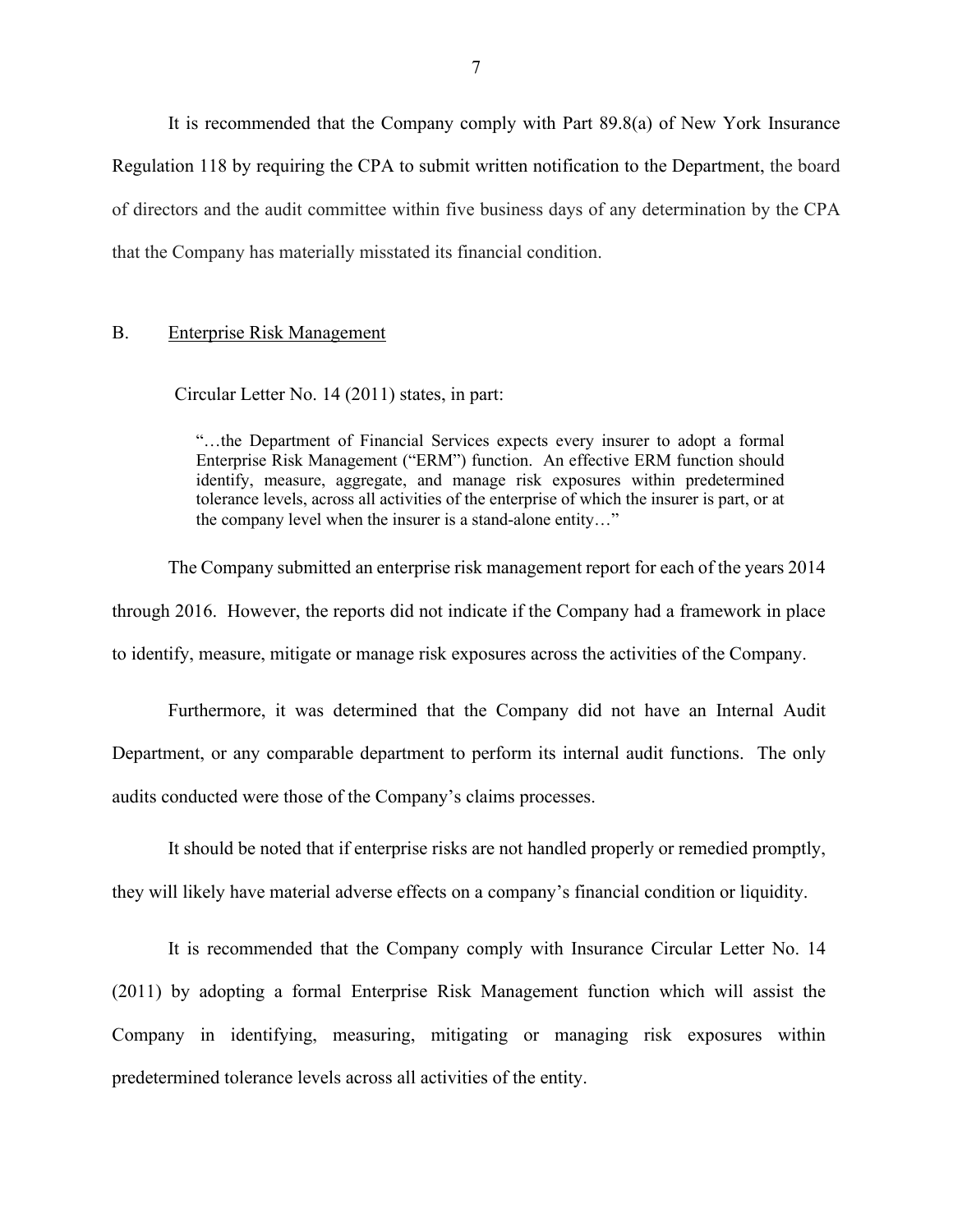It is recommended that the Company comply with Part 89.8(a) of New York Insurance Regulation 118 by requiring the CPA to submit written notification to the Department, the board of directors and the audit committee within five business days of any determination by the CPA that the Company has materially misstated its financial condition.

## B. Enterprise Risk Management

Circular Letter No. 14 (2011) states, in part:

> "…the Department of Financial Services expects every insurer to adopt a formal Enterprise Risk Management ("ERM") function. An effective ERM function should identify, measure, aggregate, and manage risk exposures within predetermined tolerance levels, across all activities of the enterprise of which the insurer is part, or at the company level when the insurer is a stand-alone entity…"

The Company submitted an enterprise risk management report for each of the years 2014 through 2016. However, the reports did not indicate if the Company had a framework in place to identify, measure, mitigate or manage risk exposures across the activities of the Company.

Furthermore, it was determined that the Company did not have an Internal Audit Department, or any comparable department to perform its internal audit functions. The only audits conducted were those of the Company's claims processes.

It should be noted that if enterprise risks are not handled properly or remedied promptly, they will likely have material adverse effects on a company's financial condition or liquidity.

It is recommended that the Company comply with Insurance Circular Letter No. 14 (2011) by adopting a formal Enterprise Risk Management function which will assist the Company in identifying, measuring, mitigating or managing risk exposures within predetermined tolerance levels across all activities of the entity.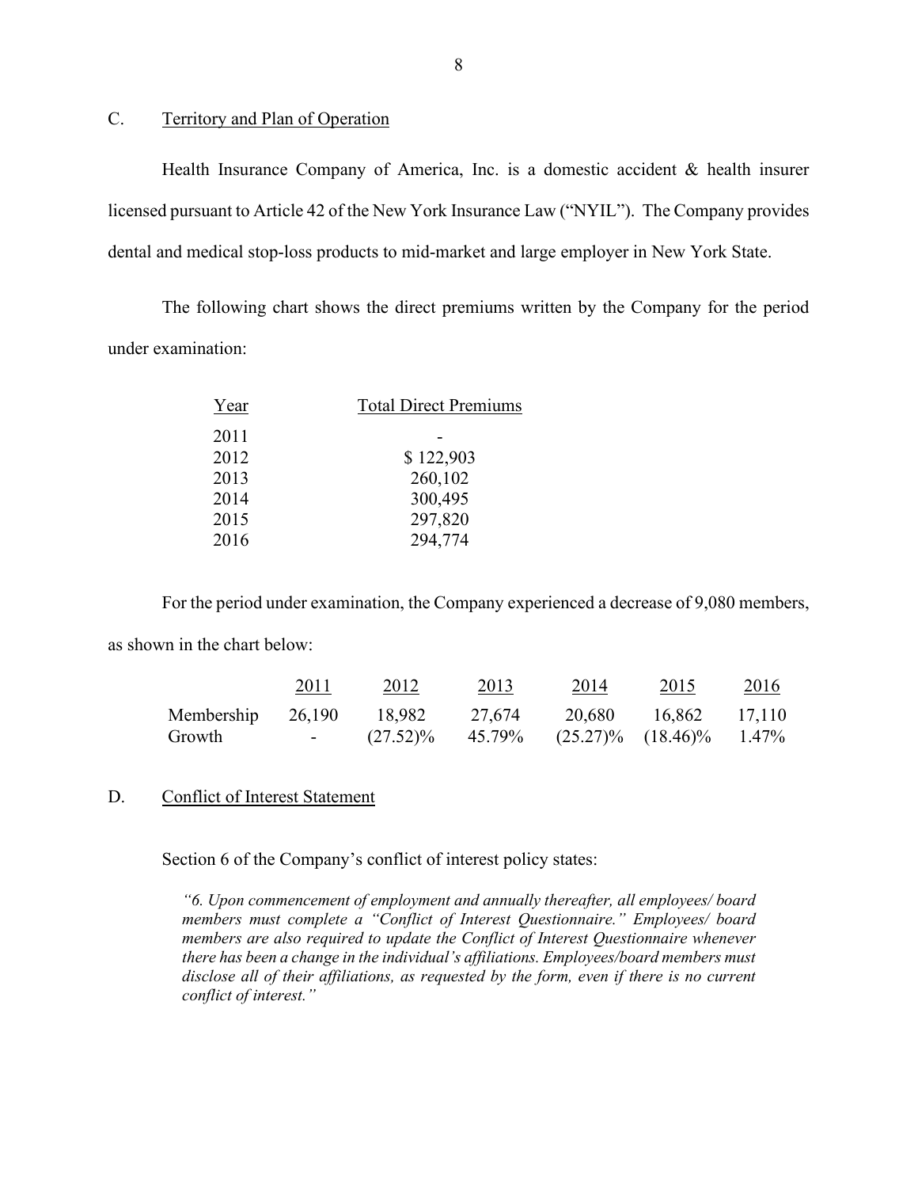## C. Territory and Plan of Operation

Health Insurance Company of America, Inc. is a domestic accident & health insurer licensed pursuant to Article 42 of the New York Insurance Law ("NYIL"). The Company provides dental and medical stop-loss products to mid-market and large employer in New York State.

The following chart shows the direct premiums written by the Company for the period under examination:

| Year | Total Direct Premiums |
|---|---|
| 2011 | - |
| 2012 | $ 122,903 |
| 2013 | 260,102 |
| 2014 | 300,495 |
| 2015 | 297,820 |
| 2016 | 294,774 |

For the period under examination, the Company experienced a decrease of 9,080 members, as shown in the chart below:

| | 2011 | 2012 | 2013 | 2014 | 2015 | 2016 |
|---|---|---|---|---|---|---|
| Membership | 26,190 | 18,982 | 27,674 | 20,680 | 16,862 | 17,110 |
| Growth | - | (27.52)% | 45.79% | (25.27)% | (18.46)% | 1.47% |

## D. Conflict of Interest Statement

Section 6 of the Company's conflict of interest policy states:

> *"6. Upon commencement of employment and annually thereafter, all employees/ board members must complete a "Conflict of Interest Questionnaire." Employees/ board members are also required to update the Conflict of Interest Questionnaire whenever there has been a change in the individual's affiliations. Employees/board members must disclose all of their affiliations, as requested by the form, even if there is no current conflict of interest."*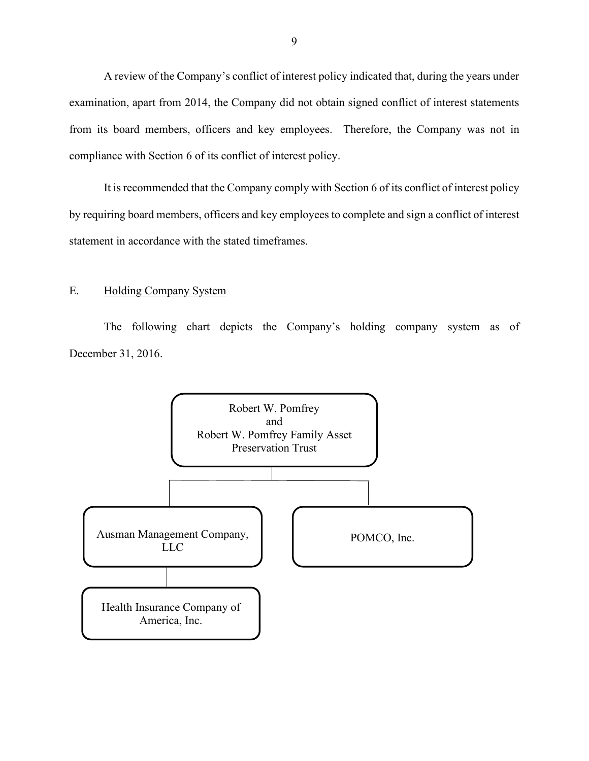A review of the Company's conflict of interest policy indicated that, during the years under examination, apart from 2014, the Company did not obtain signed conflict of interest statements from its board members, officers and key employees. Therefore, the Company was not in compliance with Section 6 of its conflict of interest policy.

It is recommended that the Company comply with Section 6 of its conflict of interest policy by requiring board members, officers and key employees to complete and sign a conflict of interest statement in accordance with the stated timeframes.

## E. Holding Company System

The following chart depicts the Company's holding company system as of December 31, 2016.

Robert W. Pomfrey
and
Robert W. Pomfrey Family Asset Preservation Trust

Ausman Management Company, LLC

POMCO, Inc.

Health Insurance Company of America, Inc.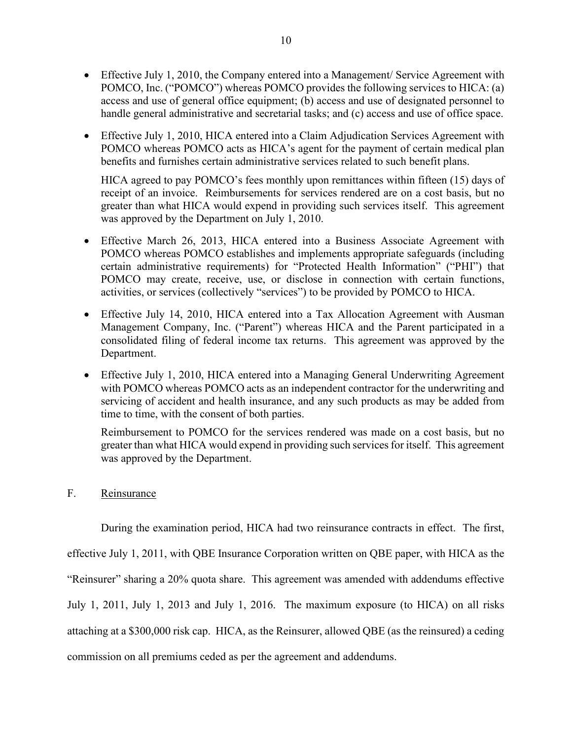- Effective July 1, 2010, the Company entered into a Management/ Service Agreement with POMCO, Inc. ("POMCO") whereas POMCO provides the following services to HICA: (a) access and use of general office equipment; (b) access and use of designated personnel to handle general administrative and secretarial tasks; and (c) access and use of office space.

- Effective July 1, 2010, HICA entered into a Claim Adjudication Services Agreement with POMCO whereas POMCO acts as HICA's agent for the payment of certain medical plan benefits and furnishes certain administrative services related to such benefit plans.

  HICA agreed to pay POMCO's fees monthly upon remittances within fifteen (15) days of receipt of an invoice. Reimbursements for services rendered are on a cost basis, but no greater than what HICA would expend in providing such services itself. This agreement was approved by the Department on July 1, 2010.

- Effective March 26, 2013, HICA entered into a Business Associate Agreement with POMCO whereas POMCO establishes and implements appropriate safeguards (including certain administrative requirements) for "Protected Health Information" ("PHI") that POMCO may create, receive, use, or disclose in connection with certain functions, activities, or services (collectively "services") to be provided by POMCO to HICA.

- Effective July 14, 2010, HICA entered into a Tax Allocation Agreement with Ausman Management Company, Inc. ("Parent") whereas HICA and the Parent participated in a consolidated filing of federal income tax returns. This agreement was approved by the Department.

- Effective July 1, 2010, HICA entered into a Managing General Underwriting Agreement with POMCO whereas POMCO acts as an independent contractor for the underwriting and servicing of accident and health insurance, and any such products as may be added from time to time, with the consent of both parties.

  Reimbursement to POMCO for the services rendered was made on a cost basis, but no greater than what HICA would expend in providing such services for itself. This agreement was approved by the Department.

## F. Reinsurance

During the examination period, HICA had two reinsurance contracts in effect. The first, effective July 1, 2011, with QBE Insurance Corporation written on QBE paper, with HICA as the "Reinsurer" sharing a 20% quota share. This agreement was amended with addendums effective July 1, 2011, July 1, 2013 and July 1, 2016. The maximum exposure (to HICA) on all risks attaching at a $300,000 risk cap. HICA, as the Reinsurer, allowed QBE (as the reinsured) a ceding commission on all premiums ceded as per the agreement and addendums.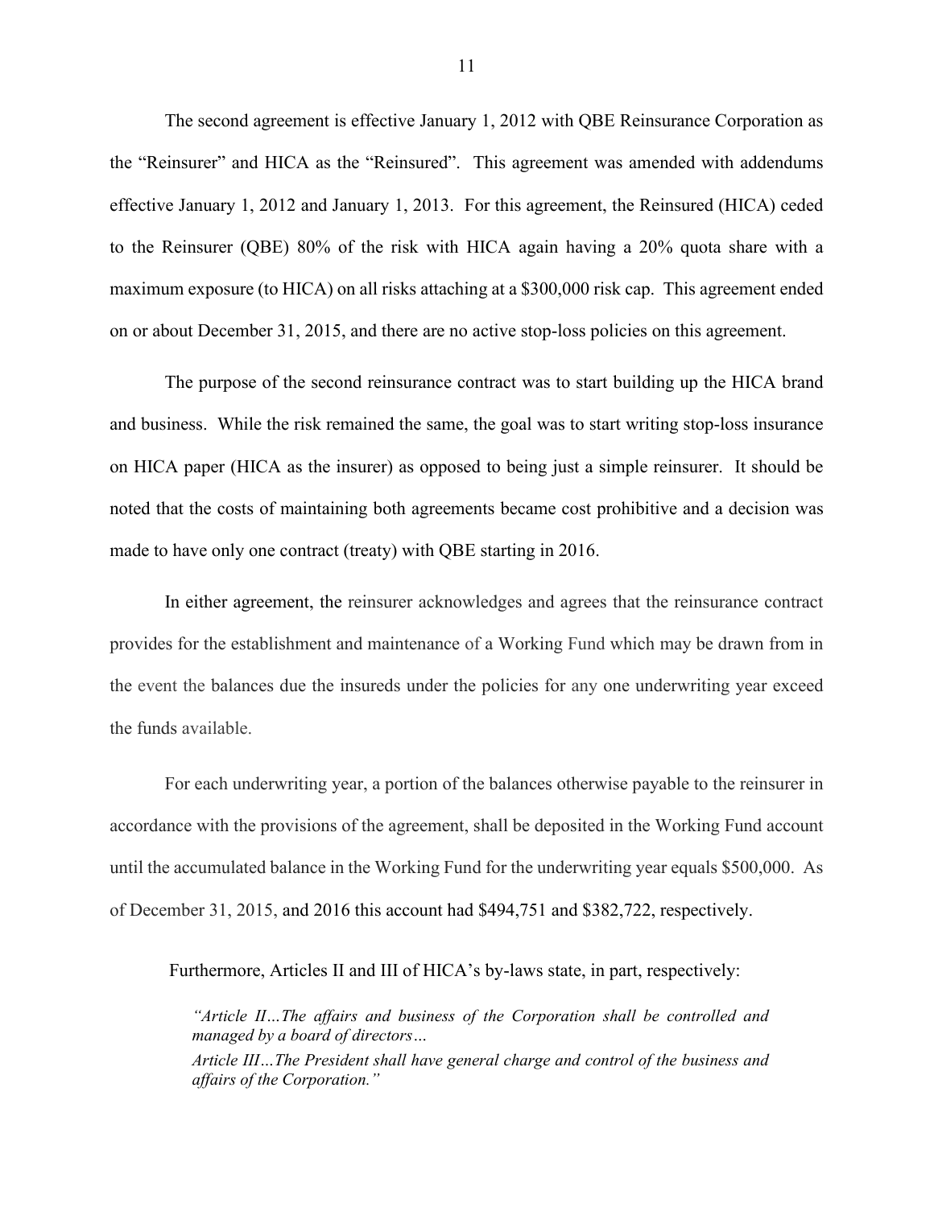The second agreement is effective January 1, 2012 with QBE Reinsurance Corporation as the "Reinsurer" and HICA as the "Reinsured". This agreement was amended with addendums effective January 1, 2012 and January 1, 2013. For this agreement, the Reinsured (HICA) ceded to the Reinsurer (QBE) 80% of the risk with HICA again having a 20% quota share with a maximum exposure (to HICA) on all risks attaching at a $300,000 risk cap. This agreement ended on or about December 31, 2015, and there are no active stop-loss policies on this agreement.

The purpose of the second reinsurance contract was to start building up the HICA brand and business. While the risk remained the same, the goal was to start writing stop-loss insurance on HICA paper (HICA as the insurer) as opposed to being just a simple reinsurer. It should be noted that the costs of maintaining both agreements became cost prohibitive and a decision was made to have only one contract (treaty) with QBE starting in 2016.

In either agreement, the reinsurer acknowledges and agrees that the reinsurance contract provides for the establishment and maintenance of a Working Fund which may be drawn from in the event the balances due the insureds under the policies for any one underwriting year exceed the funds available.

For each underwriting year, a portion of the balances otherwise payable to the reinsurer in accordance with the provisions of the agreement, shall be deposited in the Working Fund account until the accumulated balance in the Working Fund for the underwriting year equals $500,000. As of December 31, 2015, and 2016 this account had $494,751 and $382,722, respectively.

Furthermore, Articles II and III of HICA's by-laws state, in part, respectively:

> *"Article II…The affairs and business of the Corporation shall be controlled and managed by a board of directors…*
>
> *Article III…The President shall have general charge and control of the business and affairs of the Corporation."*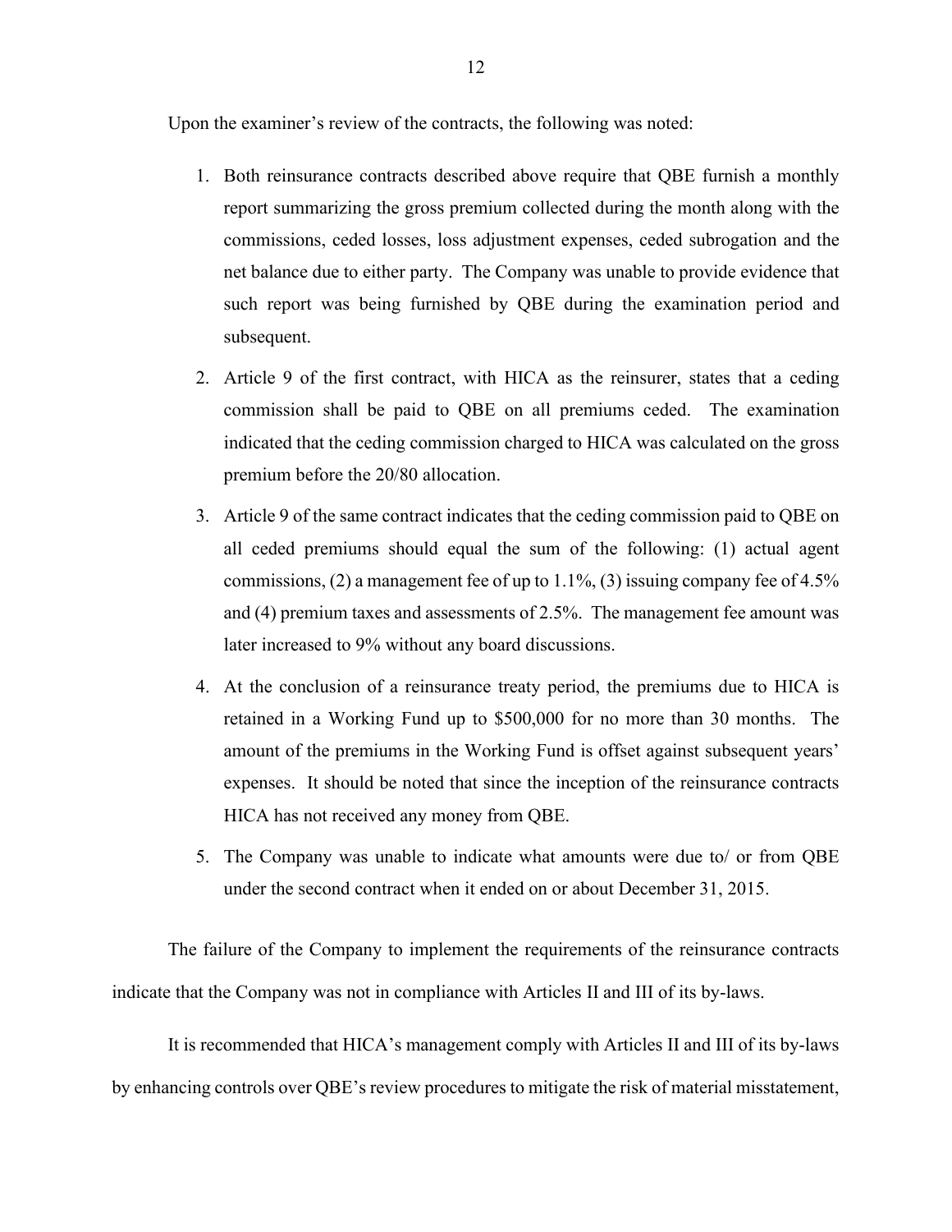Upon the examiner's review of the contracts, the following was noted:

1. Both reinsurance contracts described above require that QBE furnish a monthly report summarizing the gross premium collected during the month along with the commissions, ceded losses, loss adjustment expenses, ceded subrogation and the net balance due to either party. The Company was unable to provide evidence that such report was being furnished by QBE during the examination period and subsequent.

2. Article 9 of the first contract, with HICA as the reinsurer, states that a ceding commission shall be paid to QBE on all premiums ceded. The examination indicated that the ceding commission charged to HICA was calculated on the gross premium before the 20/80 allocation.

3. Article 9 of the same contract indicates that the ceding commission paid to QBE on all ceded premiums should equal the sum of the following: (1) actual agent commissions, (2) a management fee of up to 1.1%, (3) issuing company fee of 4.5% and (4) premium taxes and assessments of 2.5%. The management fee amount was later increased to 9% without any board discussions.

4. At the conclusion of a reinsurance treaty period, the premiums due to HICA is retained in a Working Fund up to $500,000 for no more than 30 months. The amount of the premiums in the Working Fund is offset against subsequent years' expenses. It should be noted that since the inception of the reinsurance contracts HICA has not received any money from QBE.

5. The Company was unable to indicate what amounts were due to/ or from QBE under the second contract when it ended on or about December 31, 2015.

The failure of the Company to implement the requirements of the reinsurance contracts indicate that the Company was not in compliance with Articles II and III of its by-laws.

It is recommended that HICA's management comply with Articles II and III of its by-laws by enhancing controls over QBE's review procedures to mitigate the risk of material misstatement,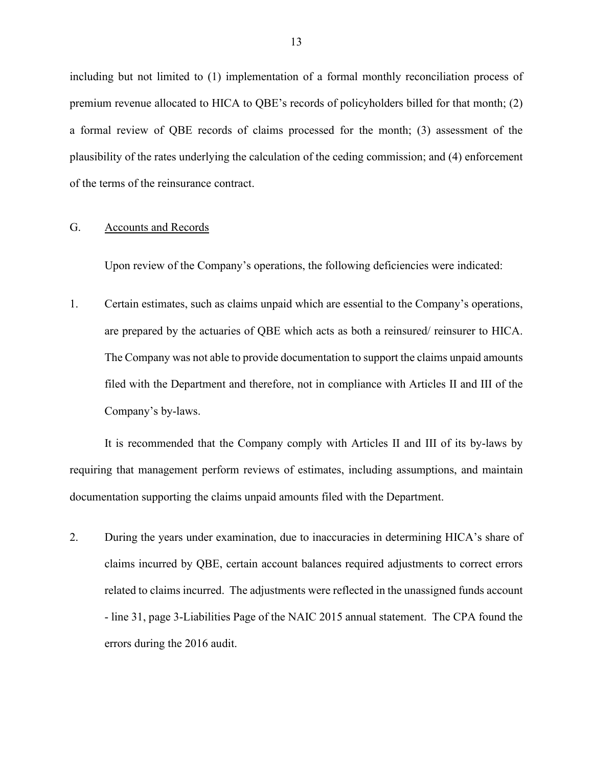including but not limited to (1) implementation of a formal monthly reconciliation process of premium revenue allocated to HICA to QBE's records of policyholders billed for that month; (2) a formal review of QBE records of claims processed for the month; (3) assessment of the plausibility of the rates underlying the calculation of the ceding commission; and (4) enforcement of the terms of the reinsurance contract.

## G. Accounts and Records

Upon review of the Company's operations, the following deficiencies were indicated:

1. Certain estimates, such as claims unpaid which are essential to the Company's operations, are prepared by the actuaries of QBE which acts as both a reinsured/ reinsurer to HICA. The Company was not able to provide documentation to support the claims unpaid amounts filed with the Department and therefore, not in compliance with Articles II and III of the Company's by-laws.

It is recommended that the Company comply with Articles II and III of its by-laws by requiring that management perform reviews of estimates, including assumptions, and maintain documentation supporting the claims unpaid amounts filed with the Department.

2. During the years under examination, due to inaccuracies in determining HICA's share of claims incurred by QBE, certain account balances required adjustments to correct errors related to claims incurred. The adjustments were reflected in the unassigned funds account - line 31, page 3-Liabilities Page of the NAIC 2015 annual statement. The CPA found the errors during the 2016 audit.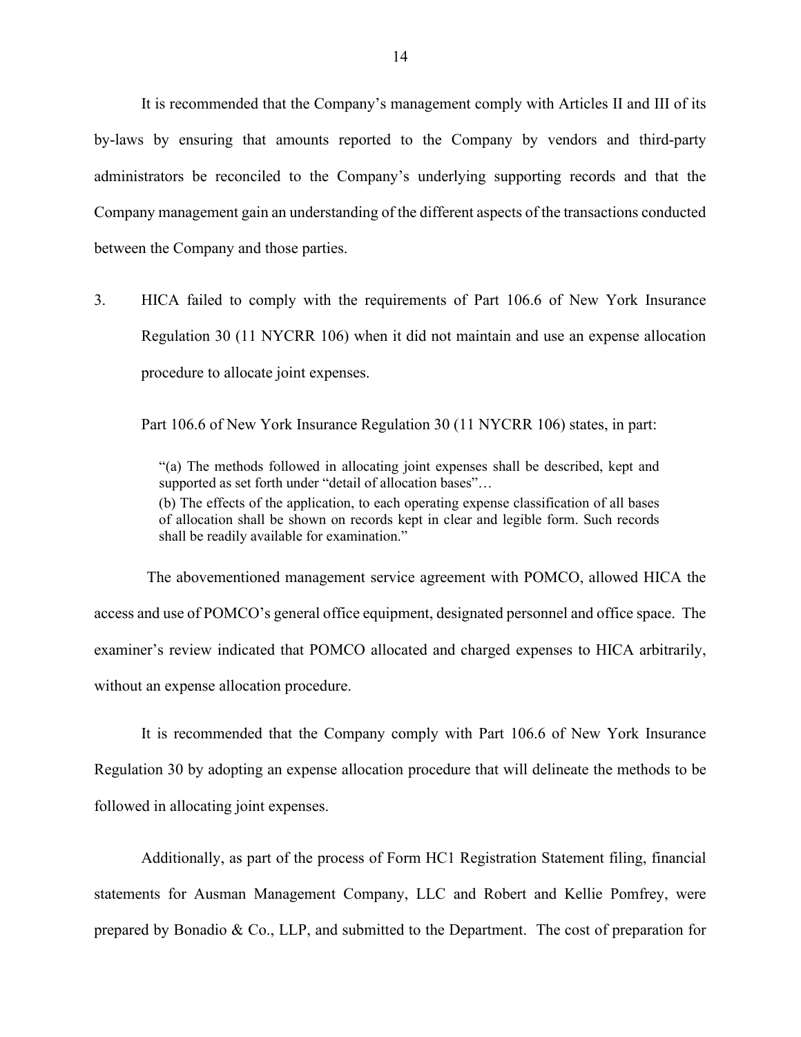It is recommended that the Company's management comply with Articles II and III of its by-laws by ensuring that amounts reported to the Company by vendors and third-party administrators be reconciled to the Company's underlying supporting records and that the Company management gain an understanding of the different aspects of the transactions conducted between the Company and those parties.

3. HICA failed to comply with the requirements of Part 106.6 of New York Insurance Regulation 30 (11 NYCRR 106) when it did not maintain and use an expense allocation procedure to allocate joint expenses.

Part 106.6 of New York Insurance Regulation 30 (11 NYCRR 106) states, in part:

> "(a) The methods followed in allocating joint expenses shall be described, kept and supported as set forth under "detail of allocation bases"…
> (b) The effects of the application, to each operating expense classification of all bases of allocation shall be shown on records kept in clear and legible form. Such records shall be readily available for examination."

The abovementioned management service agreement with POMCO, allowed HICA the access and use of POMCO's general office equipment, designated personnel and office space. The examiner's review indicated that POMCO allocated and charged expenses to HICA arbitrarily, without an expense allocation procedure.

It is recommended that the Company comply with Part 106.6 of New York Insurance Regulation 30 by adopting an expense allocation procedure that will delineate the methods to be followed in allocating joint expenses.

Additionally, as part of the process of Form HC1 Registration Statement filing, financial statements for Ausman Management Company, LLC and Robert and Kellie Pomfrey, were prepared by Bonadio & Co., LLP, and submitted to the Department. The cost of preparation for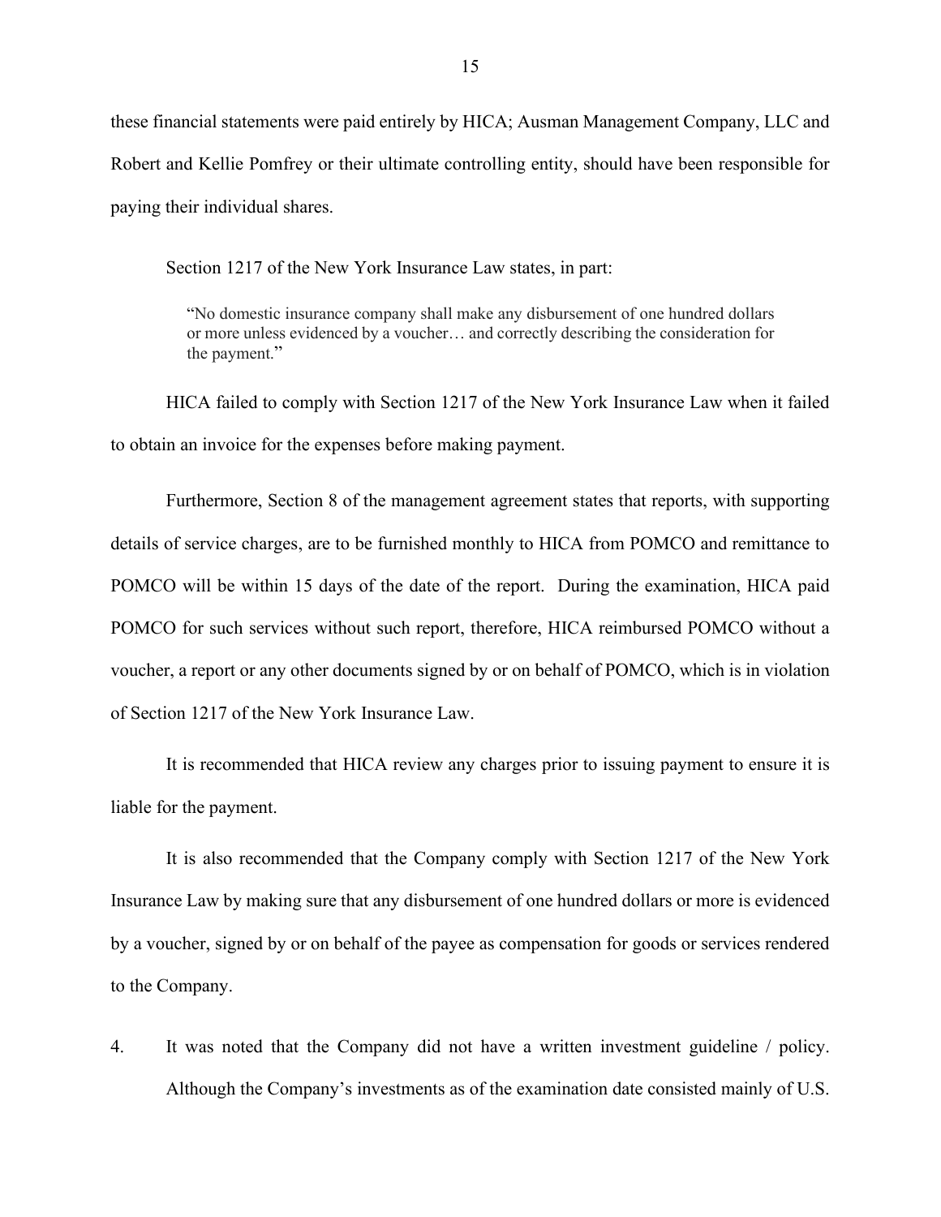these financial statements were paid entirely by HICA; Ausman Management Company, LLC and Robert and Kellie Pomfrey or their ultimate controlling entity, should have been responsible for paying their individual shares.

Section 1217 of the New York Insurance Law states, in part:

> "No domestic insurance company shall make any disbursement of one hundred dollars or more unless evidenced by a voucher… and correctly describing the consideration for the payment."

HICA failed to comply with Section 1217 of the New York Insurance Law when it failed to obtain an invoice for the expenses before making payment.

Furthermore, Section 8 of the management agreement states that reports, with supporting details of service charges, are to be furnished monthly to HICA from POMCO and remittance to POMCO will be within 15 days of the date of the report. During the examination, HICA paid POMCO for such services without such report, therefore, HICA reimbursed POMCO without a voucher, a report or any other documents signed by or on behalf of POMCO, which is in violation of Section 1217 of the New York Insurance Law.

It is recommended that HICA review any charges prior to issuing payment to ensure it is liable for the payment.

It is also recommended that the Company comply with Section 1217 of the New York Insurance Law by making sure that any disbursement of one hundred dollars or more is evidenced by a voucher, signed by or on behalf of the payee as compensation for goods or services rendered to the Company.

4. It was noted that the Company did not have a written investment guideline / policy. Although the Company's investments as of the examination date consisted mainly of U.S.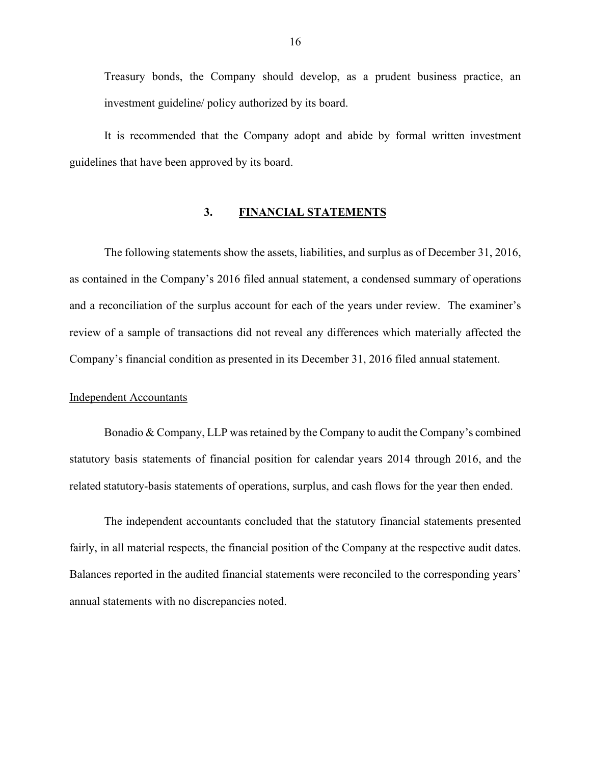Treasury bonds, the Company should develop, as a prudent business practice, an investment guideline/ policy authorized by its board.

It is recommended that the Company adopt and abide by formal written investment guidelines that have been approved by its board.

## 3. FINANCIAL STATEMENTS

The following statements show the assets, liabilities, and surplus as of December 31, 2016, as contained in the Company's 2016 filed annual statement, a condensed summary of operations and a reconciliation of the surplus account for each of the years under review. The examiner's review of a sample of transactions did not reveal any differences which materially affected the Company's financial condition as presented in its December 31, 2016 filed annual statement.

### Independent Accountants

Bonadio & Company, LLP was retained by the Company to audit the Company's combined statutory basis statements of financial position for calendar years 2014 through 2016, and the related statutory-basis statements of operations, surplus, and cash flows for the year then ended.

The independent accountants concluded that the statutory financial statements presented fairly, in all material respects, the financial position of the Company at the respective audit dates. Balances reported in the audited financial statements were reconciled to the corresponding years' annual statements with no discrepancies noted.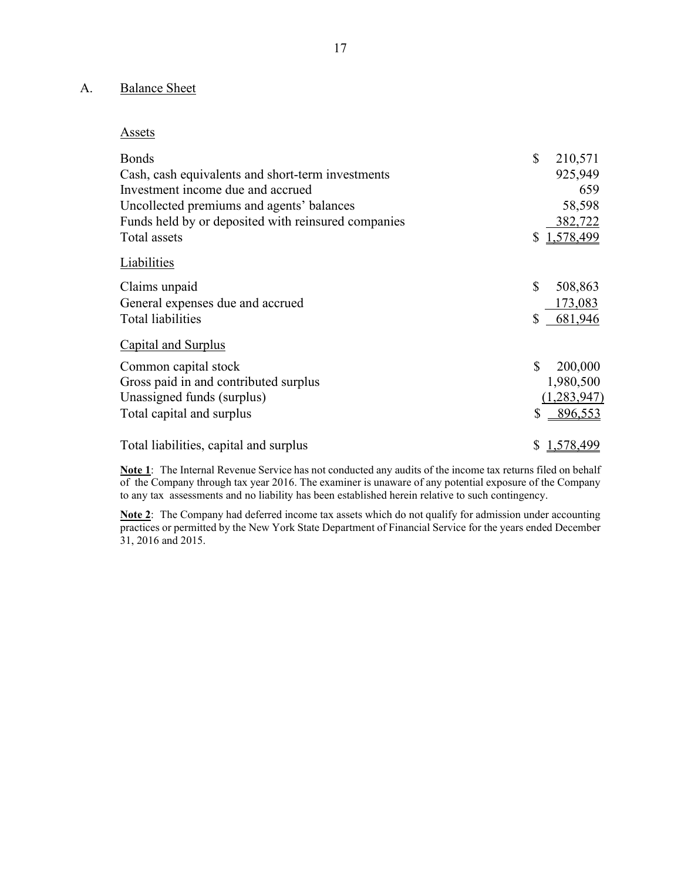## A. Balance Sheet

### Assets

| | |
|---|---|
| Bonds | $ 210,571 |
| Cash, cash equivalents and short-term investments | 925,949 |
| Investment income due and accrued | 659 |
| Uncollected premiums and agents' balances | 58,598 |
| Funds held by or deposited with reinsured companies | 382,722 |
| Total assets | $ 1,578,499 |

### Liabilities

| | |
|---|---|
| Claims unpaid | $ 508,863 |
| General expenses due and accrued | 173,083 |
| Total liabilities | $ 681,946 |

### Capital and Surplus

| | |
|---|---|
| Common capital stock | $ 200,000 |
| Gross paid in and contributed surplus | 1,980,500 |
| Unassigned funds (surplus) | (1,283,947) |
| Total capital and surplus | $ 896,553 |
| | |
| Total liabilities, capital and surplus | $ 1,578,499 |

**Note 1**: The Internal Revenue Service has not conducted any audits of the income tax returns filed on behalf of the Company through tax year 2016. The examiner is unaware of any potential exposure of the Company to any tax assessments and no liability has been established herein relative to such contingency.

**Note 2**: The Company had deferred income tax assets which do not qualify for admission under accounting practices or permitted by the New York State Department of Financial Service for the years ended December 31, 2016 and 2015.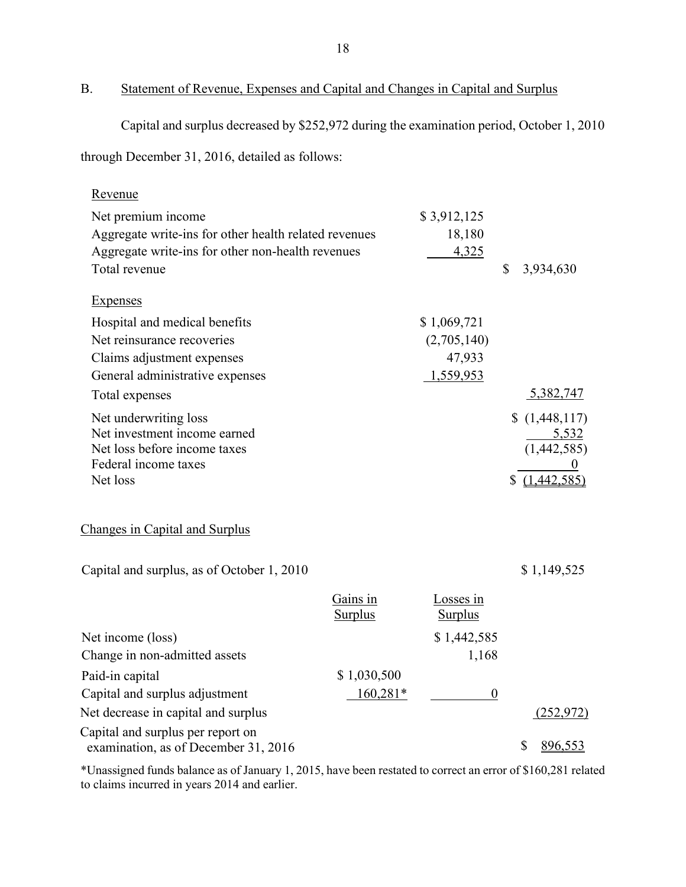## B. Statement of Revenue, Expenses and Capital and Changes in Capital and Surplus

Capital and surplus decreased by $252,972 during the examination period, October 1, 2010 through December 31, 2016, detailed as follows:

| | | |
|---|---|---|
| Revenue | | |
| Net premium income | $ 3,912,125 | |
| Aggregate write-ins for other health related revenues | 18,180 | |
| Aggregate write-ins for other non-health revenues | 4,325 | |
| Total revenue | | $ 3,934,630 |
| Expenses | | |
| Hospital and medical benefits | $ 1,069,721 | |
| Net reinsurance recoveries | (2,705,140) | |
| Claims adjustment expenses | 47,933 | |
| General administrative expenses | 1,559,953 | |
| Total expenses | | 5,382,747 |
| Net underwriting loss | | $ (1,448,117) |
| Net investment income earned | | 5,532 |
| Net loss before income taxes | | (1,442,585) |
| Federal income taxes | | 0 |
| Net loss | | $ (1,442,585) |

### Changes in Capital and Surplus

| | Gains in Surplus | Losses in Surplus | |
|---|---|---|---|
| Capital and surplus, as of October 1, 2010 | | | $ 1,149,525 |
| Net income (loss) | | $ 1,442,585 | |
| Change in non-admitted assets | | 1,168 | |
| Paid-in capital | $ 1,030,500 | | |
| Capital and surplus adjustment | 160,281* | 0 | |
| Net decrease in capital and surplus | | | (252,972) |
| Capital and surplus per report on examination, as of December 31, 2016 | | | $ 896,553 |

*Unassigned funds balance as of January 1, 2015, have been restated to correct an error of $160,281 related to claims incurred in years 2014 and earlier.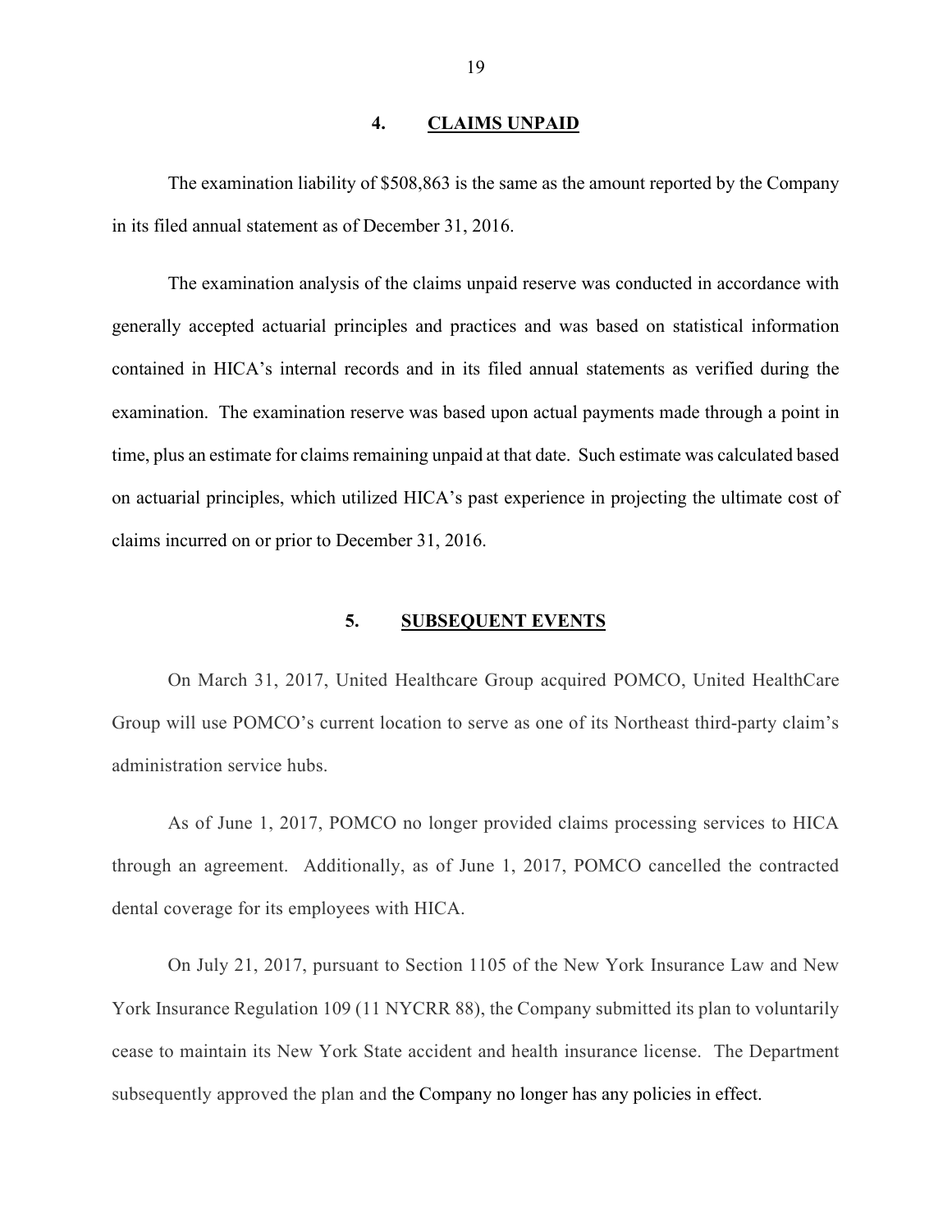## 4. CLAIMS UNPAID

The examination liability of $508,863 is the same as the amount reported by the Company in its filed annual statement as of December 31, 2016.

The examination analysis of the claims unpaid reserve was conducted in accordance with generally accepted actuarial principles and practices and was based on statistical information contained in HICA's internal records and in its filed annual statements as verified during the examination. The examination reserve was based upon actual payments made through a point in time, plus an estimate for claims remaining unpaid at that date. Such estimate was calculated based on actuarial principles, which utilized HICA's past experience in projecting the ultimate cost of claims incurred on or prior to December 31, 2016.

## 5. SUBSEQUENT EVENTS

On March 31, 2017, United Healthcare Group acquired POMCO, United HealthCare Group will use POMCO's current location to serve as one of its Northeast third-party claim's administration service hubs.

As of June 1, 2017, POMCO no longer provided claims processing services to HICA through an agreement. Additionally, as of June 1, 2017, POMCO cancelled the contracted dental coverage for its employees with HICA.

On July 21, 2017, pursuant to Section 1105 of the New York Insurance Law and New York Insurance Regulation 109 (11 NYCRR 88), the Company submitted its plan to voluntarily cease to maintain its New York State accident and health insurance license. The Department subsequently approved the plan and the Company no longer has any policies in effect.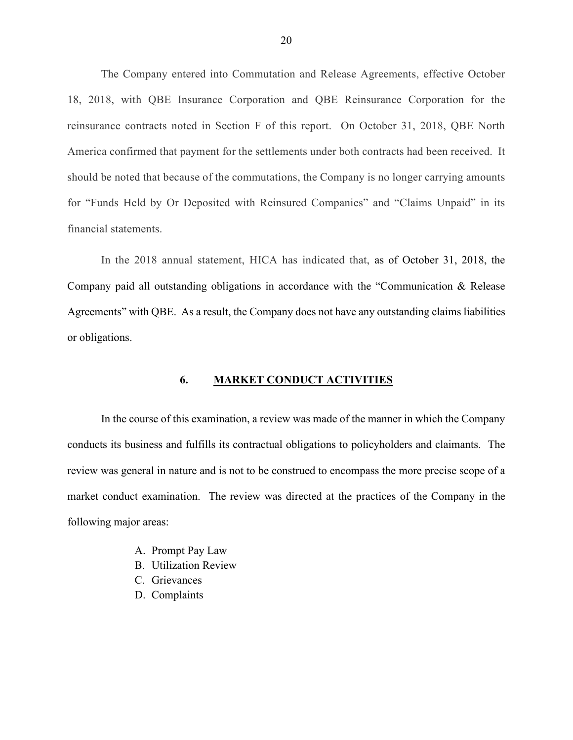The Company entered into Commutation and Release Agreements, effective October 18, 2018, with QBE Insurance Corporation and QBE Reinsurance Corporation for the reinsurance contracts noted in Section F of this report. On October 31, 2018, QBE North America confirmed that payment for the settlements under both contracts had been received. It should be noted that because of the commutations, the Company is no longer carrying amounts for "Funds Held by Or Deposited with Reinsured Companies" and "Claims Unpaid" in its financial statements.

In the 2018 annual statement, HICA has indicated that, as of October 31, 2018, the Company paid all outstanding obligations in accordance with the "Communication & Release Agreements" with QBE. As a result, the Company does not have any outstanding claims liabilities or obligations.

## 6. MARKET CONDUCT ACTIVITIES

In the course of this examination, a review was made of the manner in which the Company conducts its business and fulfills its contractual obligations to policyholders and claimants. The review was general in nature and is not to be construed to encompass the more precise scope of a market conduct examination. The review was directed at the practices of the Company in the following major areas:

A. Prompt Pay Law
B. Utilization Review
C. Grievances
D. Complaints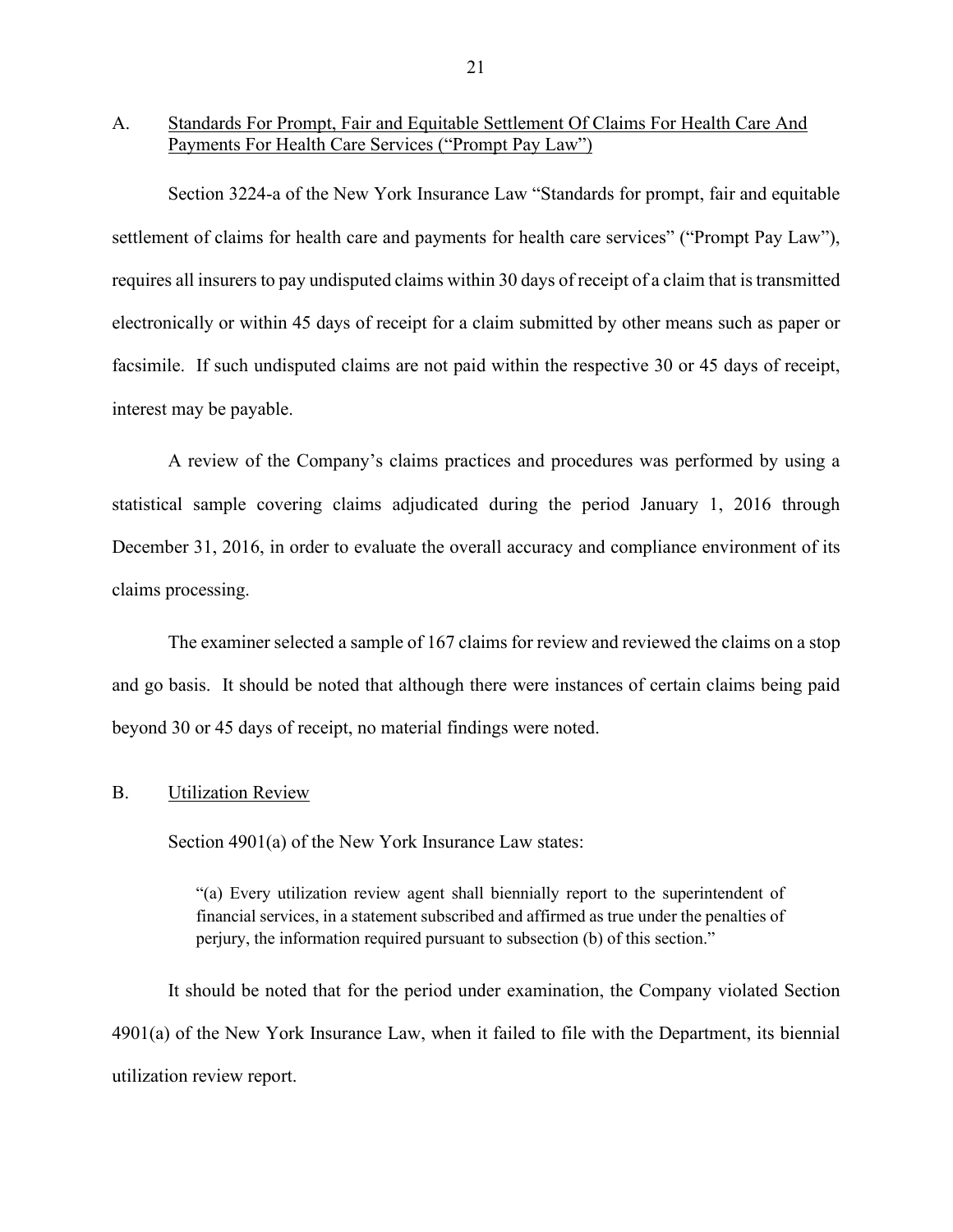## A. Standards For Prompt, Fair and Equitable Settlement Of Claims For Health Care And Payments For Health Care Services ("Prompt Pay Law")

Section 3224-a of the New York Insurance Law "Standards for prompt, fair and equitable settlement of claims for health care and payments for health care services" ("Prompt Pay Law"), requires all insurers to pay undisputed claims within 30 days of receipt of a claim that is transmitted electronically or within 45 days of receipt for a claim submitted by other means such as paper or facsimile. If such undisputed claims are not paid within the respective 30 or 45 days of receipt, interest may be payable.

A review of the Company's claims practices and procedures was performed by using a statistical sample covering claims adjudicated during the period January 1, 2016 through December 31, 2016, in order to evaluate the overall accuracy and compliance environment of its claims processing.

The examiner selected a sample of 167 claims for review and reviewed the claims on a stop and go basis. It should be noted that although there were instances of certain claims being paid beyond 30 or 45 days of receipt, no material findings were noted.

## B. Utilization Review

Section 4901(a) of the New York Insurance Law states:

> "(a) Every utilization review agent shall biennially report to the superintendent of financial services, in a statement subscribed and affirmed as true under the penalties of perjury, the information required pursuant to subsection (b) of this section."

It should be noted that for the period under examination, the Company violated Section 4901(a) of the New York Insurance Law, when it failed to file with the Department, its biennial utilization review report.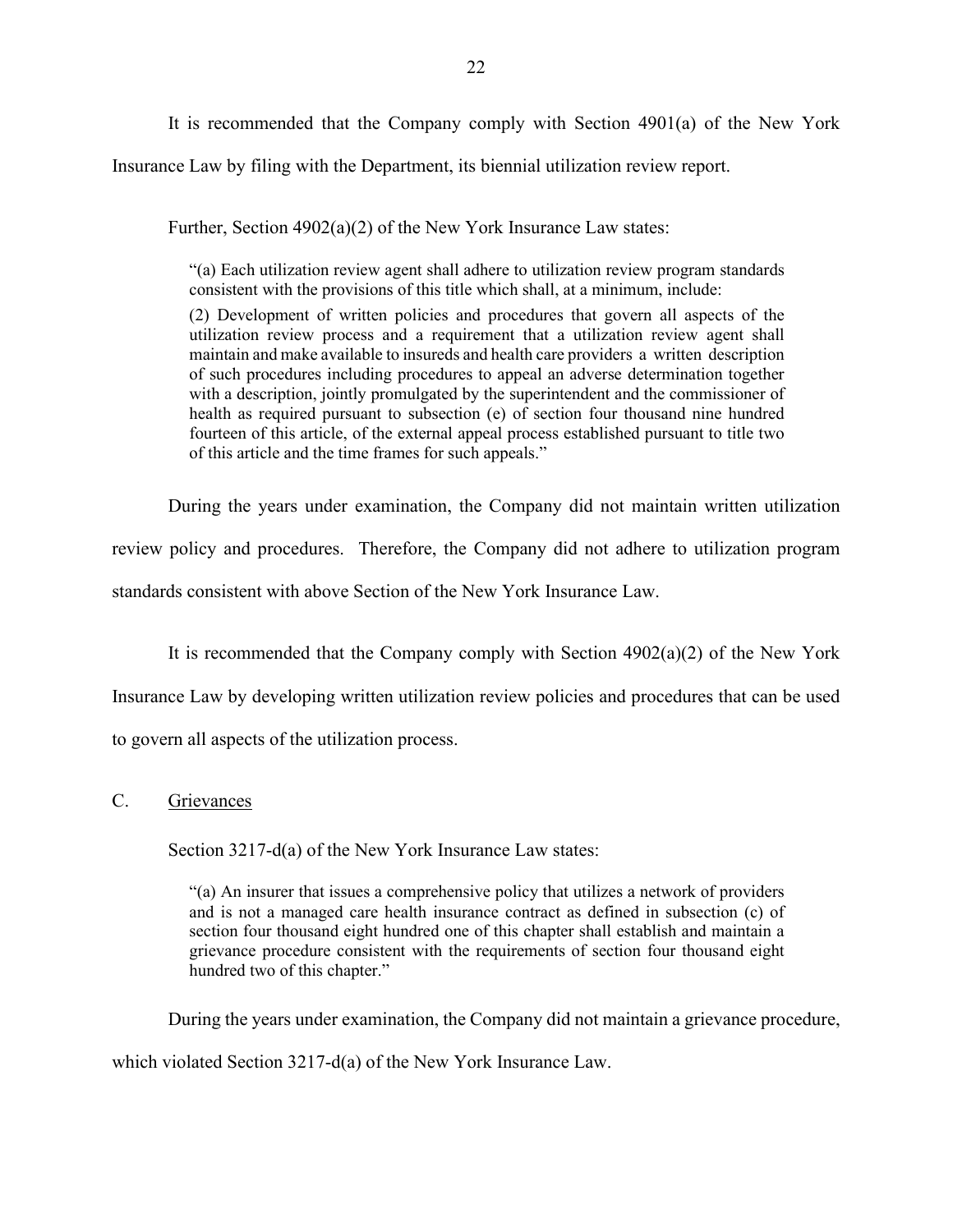It is recommended that the Company comply with Section 4901(a) of the New York Insurance Law by filing with the Department, its biennial utilization review report.

Further, Section 4902(a)(2) of the New York Insurance Law states:

> "(a) Each utilization review agent shall adhere to utilization review program standards consistent with the provisions of this title which shall, at a minimum, include:
>
> (2) Development of written policies and procedures that govern all aspects of the utilization review process and a requirement that a utilization review agent shall maintain and make available to insureds and health care providers a written description of such procedures including procedures to appeal an adverse determination together with a description, jointly promulgated by the superintendent and the commissioner of health as required pursuant to subsection (e) of section four thousand nine hundred fourteen of this article, of the external appeal process established pursuant to title two of this article and the time frames for such appeals."

During the years under examination, the Company did not maintain written utilization review policy and procedures. Therefore, the Company did not adhere to utilization program standards consistent with above Section of the New York Insurance Law.

It is recommended that the Company comply with Section 4902(a)(2) of the New York Insurance Law by developing written utilization review policies and procedures that can be used to govern all aspects of the utilization process.

## C. Grievances

Section 3217-d(a) of the New York Insurance Law states:

> "(a) An insurer that issues a comprehensive policy that utilizes a network of providers and is not a managed care health insurance contract as defined in subsection (c) of section four thousand eight hundred one of this chapter shall establish and maintain a grievance procedure consistent with the requirements of section four thousand eight hundred two of this chapter."

During the years under examination, the Company did not maintain a grievance procedure, which violated Section 3217-d(a) of the New York Insurance Law.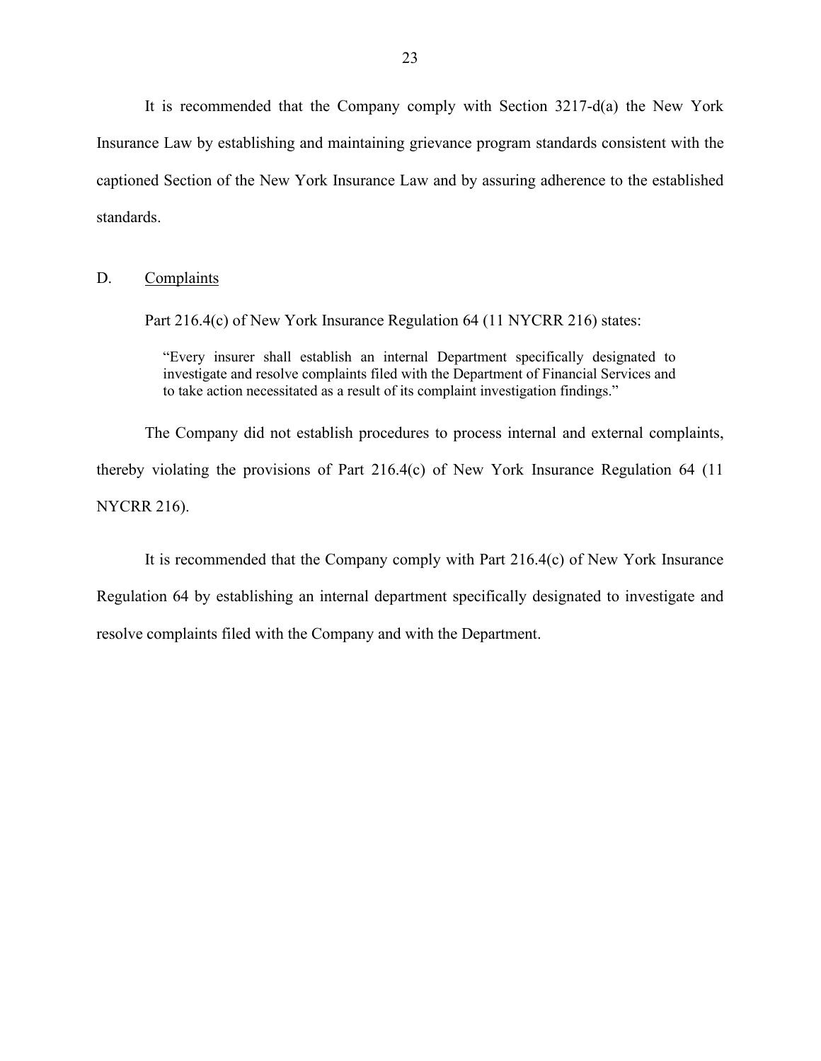It is recommended that the Company comply with Section 3217-d(a) the New York Insurance Law by establishing and maintaining grievance program standards consistent with the captioned Section of the New York Insurance Law and by assuring adherence to the established standards.

## D. Complaints

Part 216.4(c) of New York Insurance Regulation 64 (11 NYCRR 216) states:

> "Every insurer shall establish an internal Department specifically designated to investigate and resolve complaints filed with the Department of Financial Services and to take action necessitated as a result of its complaint investigation findings."

The Company did not establish procedures to process internal and external complaints, thereby violating the provisions of Part 216.4(c) of New York Insurance Regulation 64 (11 NYCRR 216).

It is recommended that the Company comply with Part 216.4(c) of New York Insurance Regulation 64 by establishing an internal department specifically designated to investigate and resolve complaints filed with the Company and with the Department.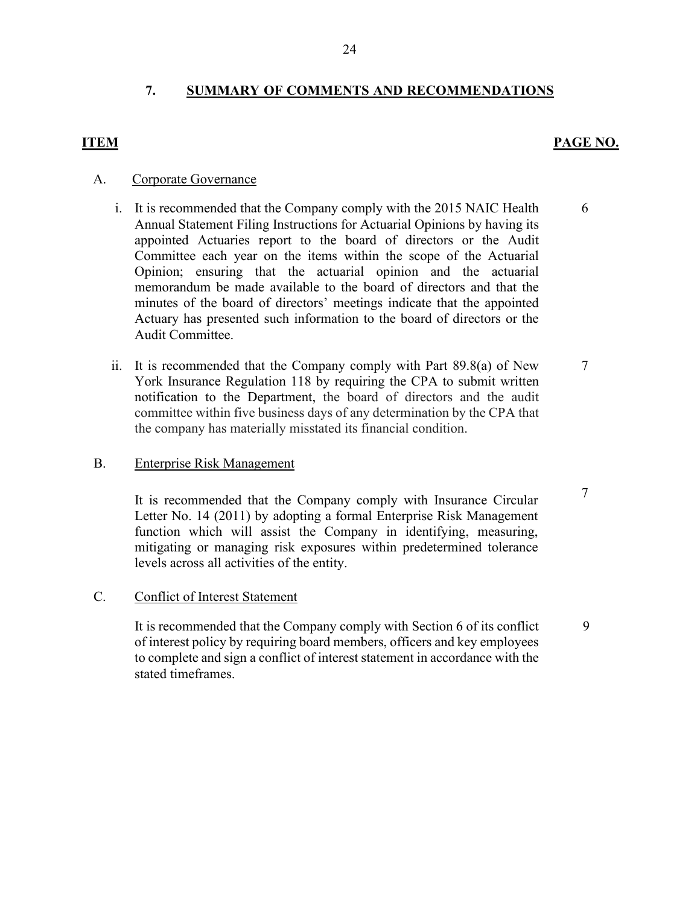## 7. SUMMARY OF COMMENTS AND RECOMMENDATIONS

| ITEM | | PAGE NO. |
|---|---|---|
| A. | Corporate Governance | |
| i. | It is recommended that the Company comply with the 2015 NAIC Health Annual Statement Filing Instructions for Actuarial Opinions by having its appointed Actuaries report to the board of directors or the Audit Committee each year on the items within the scope of the Actuarial Opinion; ensuring that the actuarial opinion and the actuarial memorandum be made available to the board of directors and that the minutes of the board of directors' meetings indicate that the appointed Actuary has presented such information to the board of directors or the Audit Committee. | 6 |
| ii. | It is recommended that the Company comply with Part 89.8(a) of New York Insurance Regulation 118 by requiring the CPA to submit written notification to the Department, the board of directors and the audit committee within five business days of any determination by the CPA that the company has materially misstated its financial condition. | 7 |
| B. | Enterprise Risk Management | |
| | It is recommended that the Company comply with Insurance Circular Letter No. 14 (2011) by adopting a formal Enterprise Risk Management function which will assist the Company in identifying, measuring, mitigating or managing risk exposures within predetermined tolerance levels across all activities of the entity. | 7 |
| C. | Conflict of Interest Statement | |
| | It is recommended that the Company comply with Section 6 of its conflict of interest policy by requiring board members, officers and key employees to complete and sign a conflict of interest statement in accordance with the stated timeframes. | 9 |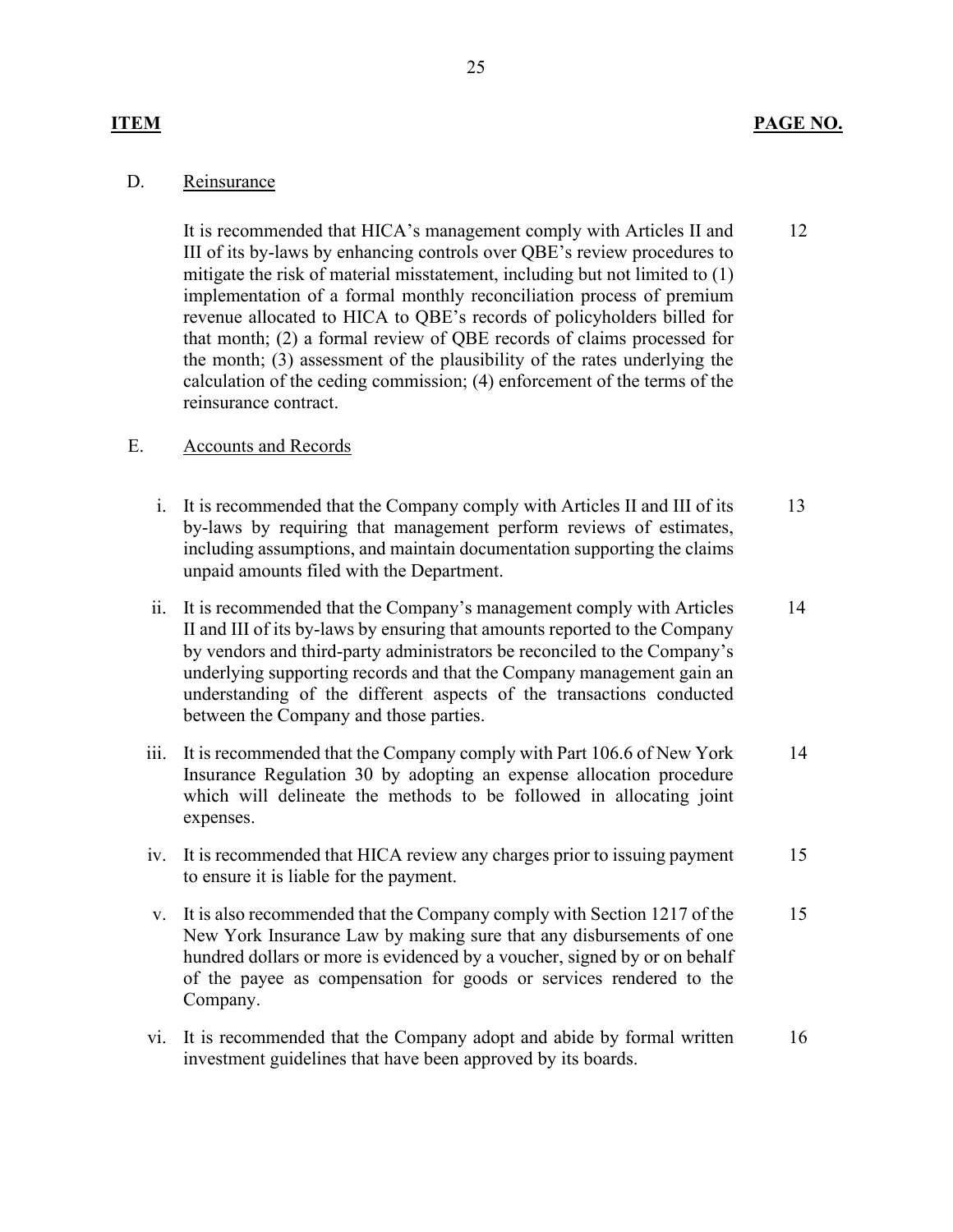| ITEM | | PAGE NO. |
|---|---|---|
| D. | Reinsurance | |
| | It is recommended that HICA's management comply with Articles II and III of its by-laws by enhancing controls over QBE's review procedures to mitigate the risk of material misstatement, including but not limited to (1) implementation of a formal monthly reconciliation process of premium revenue allocated to HICA to QBE's records of policyholders billed for that month; (2) a formal review of QBE records of claims processed for the month; (3) assessment of the plausibility of the rates underlying the calculation of the ceding commission; (4) enforcement of the terms of the reinsurance contract. | 12 |
| E. | Accounts and Records | |
| i. | It is recommended that the Company comply with Articles II and III of its by-laws by requiring that management perform reviews of estimates, including assumptions, and maintain documentation supporting the claims unpaid amounts filed with the Department. | 13 |
| ii. | It is recommended that the Company's management comply with Articles II and III of its by-laws by ensuring that amounts reported to the Company by vendors and third-party administrators be reconciled to the Company's underlying supporting records and that the Company management gain an understanding of the different aspects of the transactions conducted between the Company and those parties. | 14 |
| iii. | It is recommended that the Company comply with Part 106.6 of New York Insurance Regulation 30 by adopting an expense allocation procedure which will delineate the methods to be followed in allocating joint expenses. | 14 |
| iv. | It is recommended that HICA review any charges prior to issuing payment to ensure it is liable for the payment. | 15 |
| v. | It is also recommended that the Company comply with Section 1217 of the New York Insurance Law by making sure that any disbursements of one hundred dollars or more is evidenced by a voucher, signed by or on behalf of the payee as compensation for goods or services rendered to the Company. | 15 |
| vi. | It is recommended that the Company adopt and abide by formal written investment guidelines that have been approved by its boards. | 16 |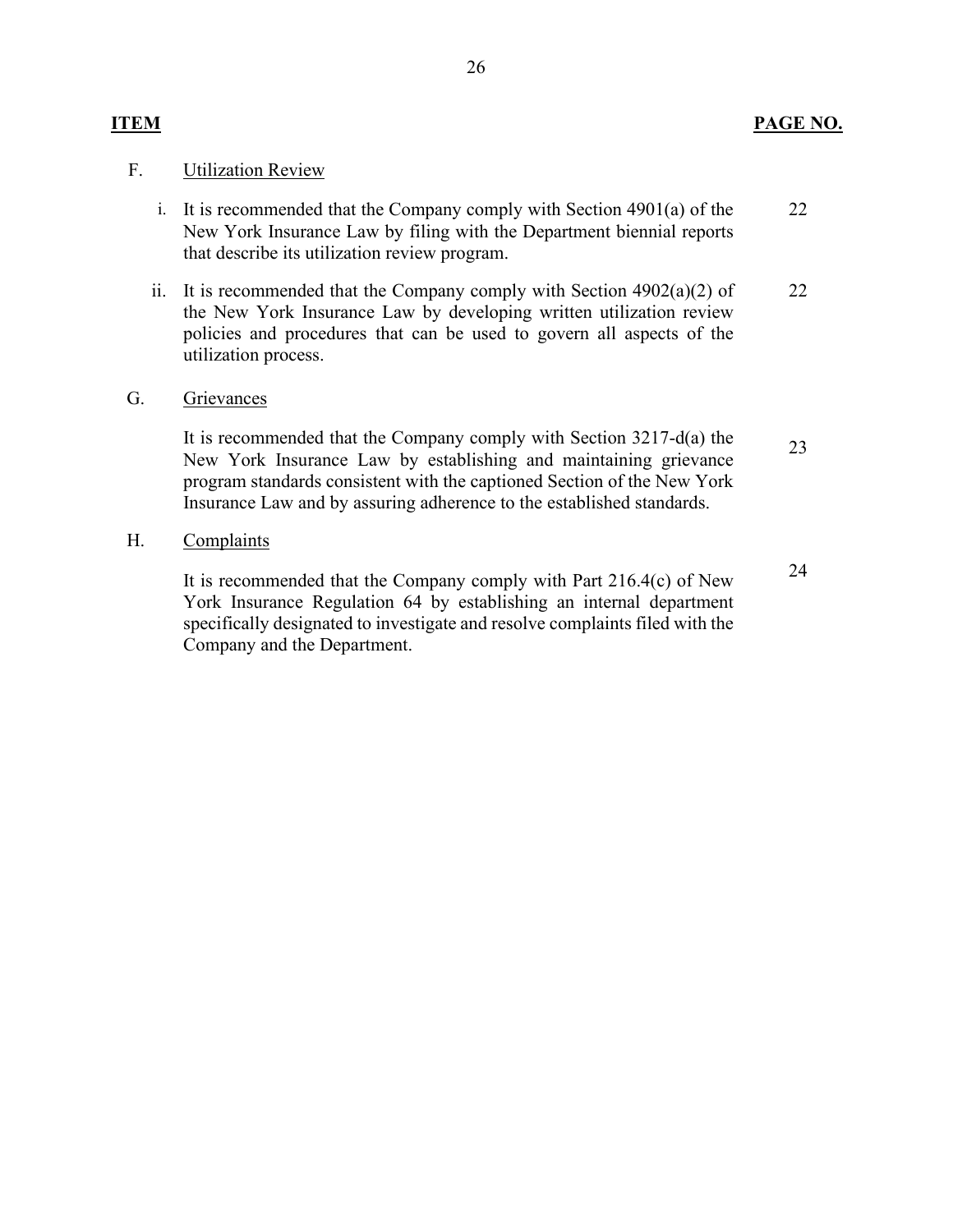| ITEM | | PAGE NO. |
|---|---|---|
| F. | Utilization Review | |
| | i. It is recommended that the Company comply with Section 4901(a) of the New York Insurance Law by filing with the Department biennial reports that describe its utilization review program. | 22 |
| | ii. It is recommended that the Company comply with Section 4902(a)(2) of the New York Insurance Law by developing written utilization review policies and procedures that can be used to govern all aspects of the utilization process. | 22 |
| G. | Grievances | |
| | It is recommended that the Company comply with Section 3217-d(a) the New York Insurance Law by establishing and maintaining grievance program standards consistent with the captioned Section of the New York Insurance Law and by assuring adherence to the established standards. | 23 |
| H. | Complaints | |
| | It is recommended that the Company comply with Part 216.4(c) of New York Insurance Regulation 64 by establishing an internal department specifically designated to investigate and resolve complaints filed with the Company and the Department. | 24 |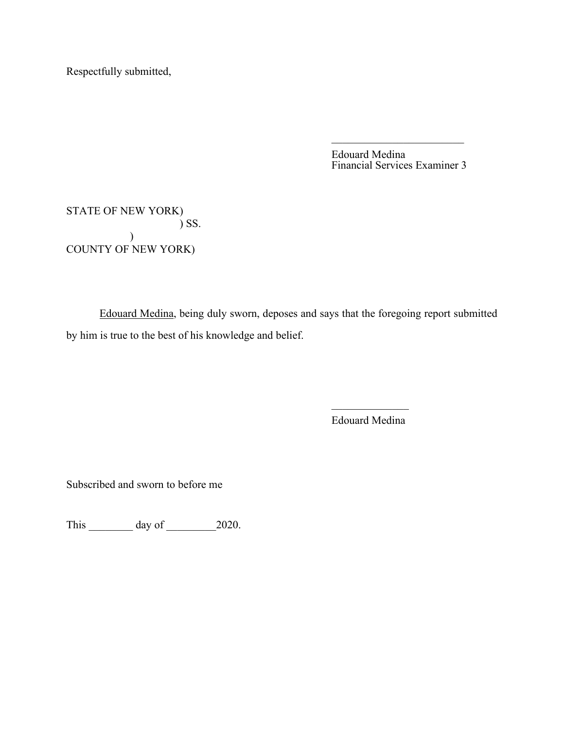Respectfully submitted,

\_\_\_\_\_\_\_\_\_\_\_\_\_\_\_\_\_\_\_\_\_\_\_\_
Edouard Medina
Financial Services Examiner 3

STATE OF NEW YORK)
) SS.
)
COUNTY OF NEW YORK)

Edouard Medina, being duly sworn, deposes and says that the foregoing report submitted by him is true to the best of his knowledge and belief.

\_\_\_\_\_\_\_\_\_\_\_\_\_\_
Edouard Medina

Subscribed and sworn to before me

This \_\_\_\_\_\_\_\_ day of \_\_\_\_\_\_\_\_\_2020.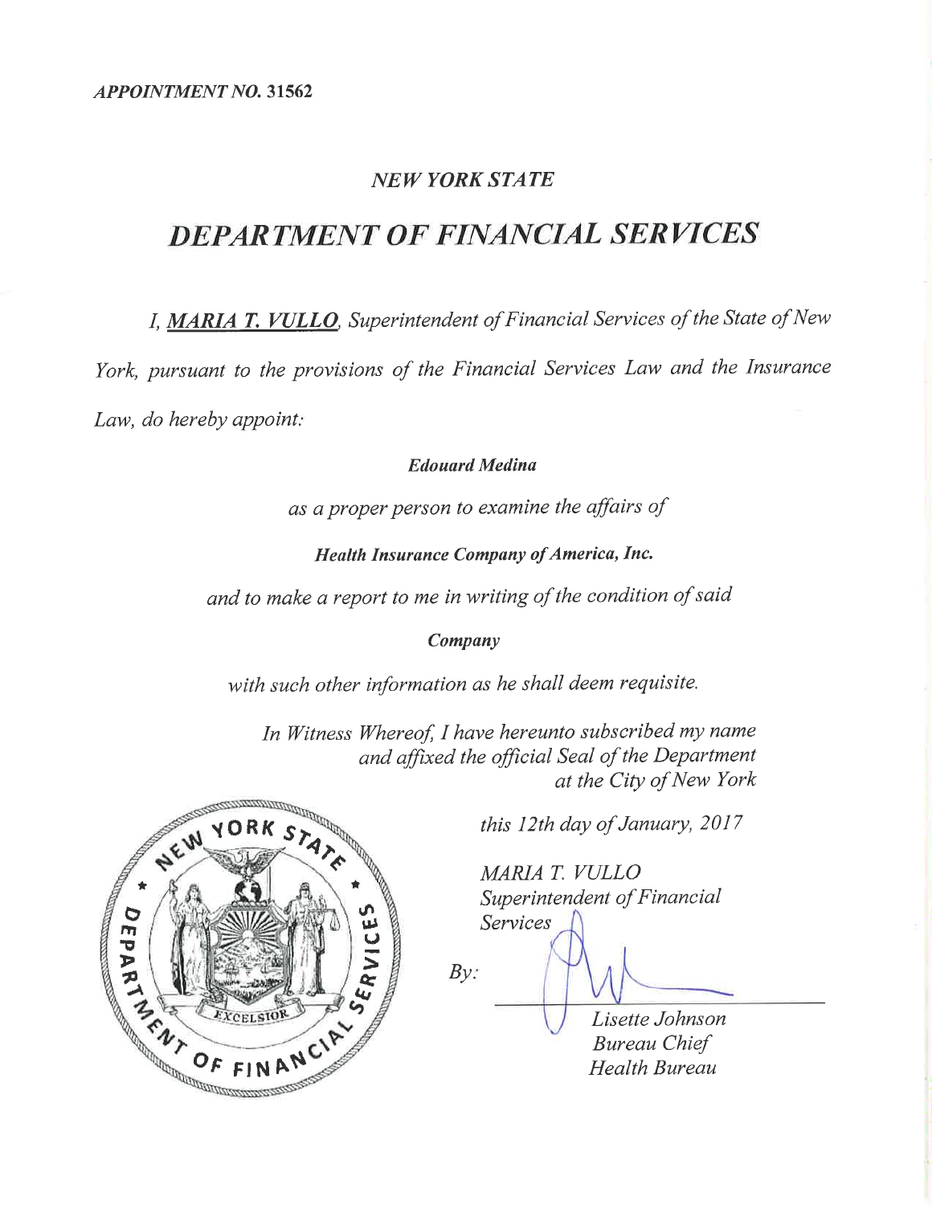*APPOINTMENT NO.* **31562**

## *NEW YORK STATE*

# *DEPARTMENT OF FINANCIAL SERVICES*

*I, **MARIA T. VULLO**, Superintendent of Financial Services of the State of New York, pursuant to the provisions of the Financial Services Law and the Insurance Law, do hereby appoint:*

***Edouard Medina***

*as a proper person to examine the affairs of*

***Health Insurance Company of America, Inc.***

*and to make a report to me in writing of the condition of said*

***Company***

*with such other information as he shall deem requisite.*

*In Witness Whereof, I have hereunto subscribed my name and affixed the official Seal of the Department at the City of New York*

*this 12th day of January, 2017*

*MARIA T. VULLO*
*Superintendent of Financial Services*

*By:*

*Lisette Johnson*
*Bureau Chief*
*Health Bureau*

NEW YORK STATE ★ DEPARTMENT OF FINANCIAL SERVICES ★ EXCELSIOR